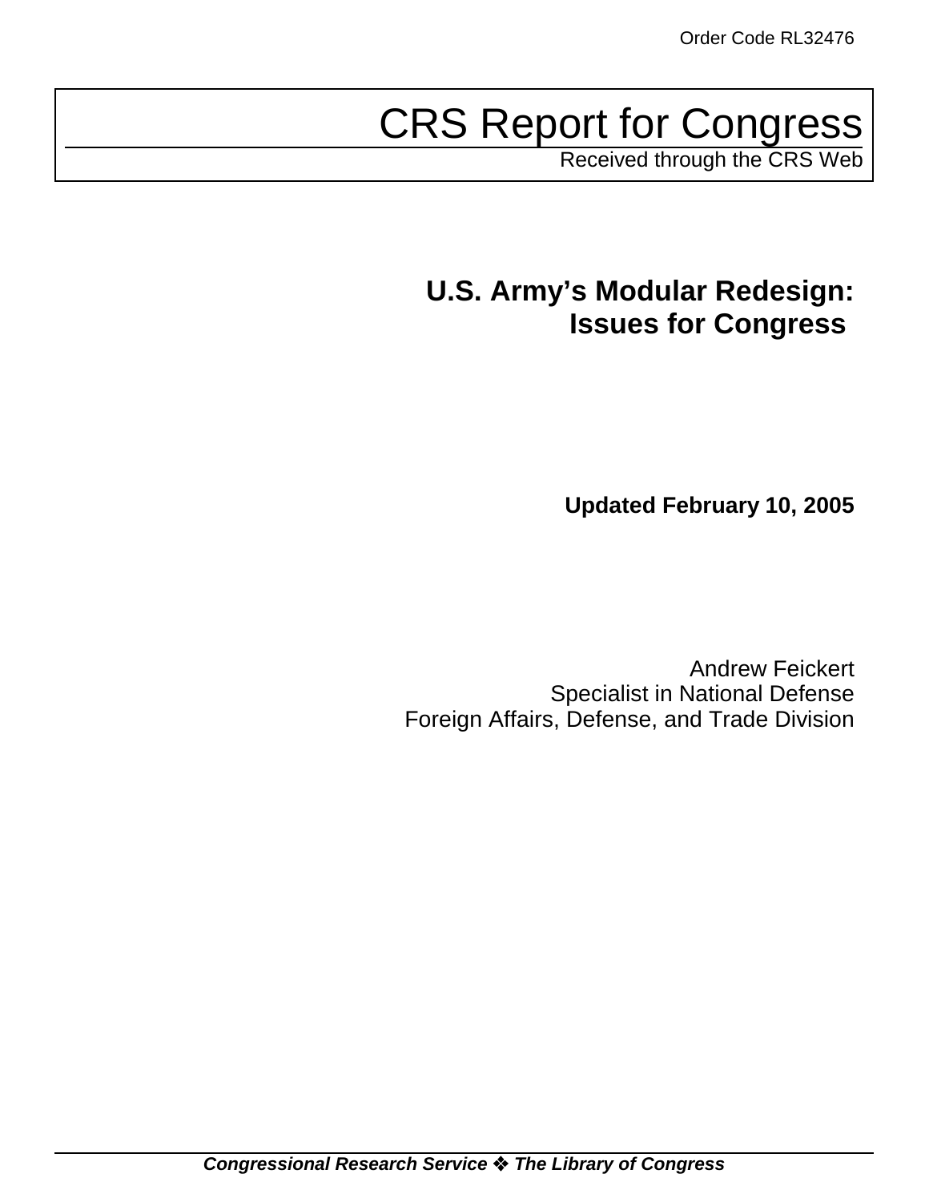Order Code RL32476

# CRS Report for Congress

Received through the CRS Web

## U.S. Army's Modular Redesign: Issues for Congress

**Updated February 10, 2005**

Andrew Feickert
Specialist in National Defense
Foreign Affairs, Defense, and Trade Division

***Congressional Research Service ❖ The Library of Congress***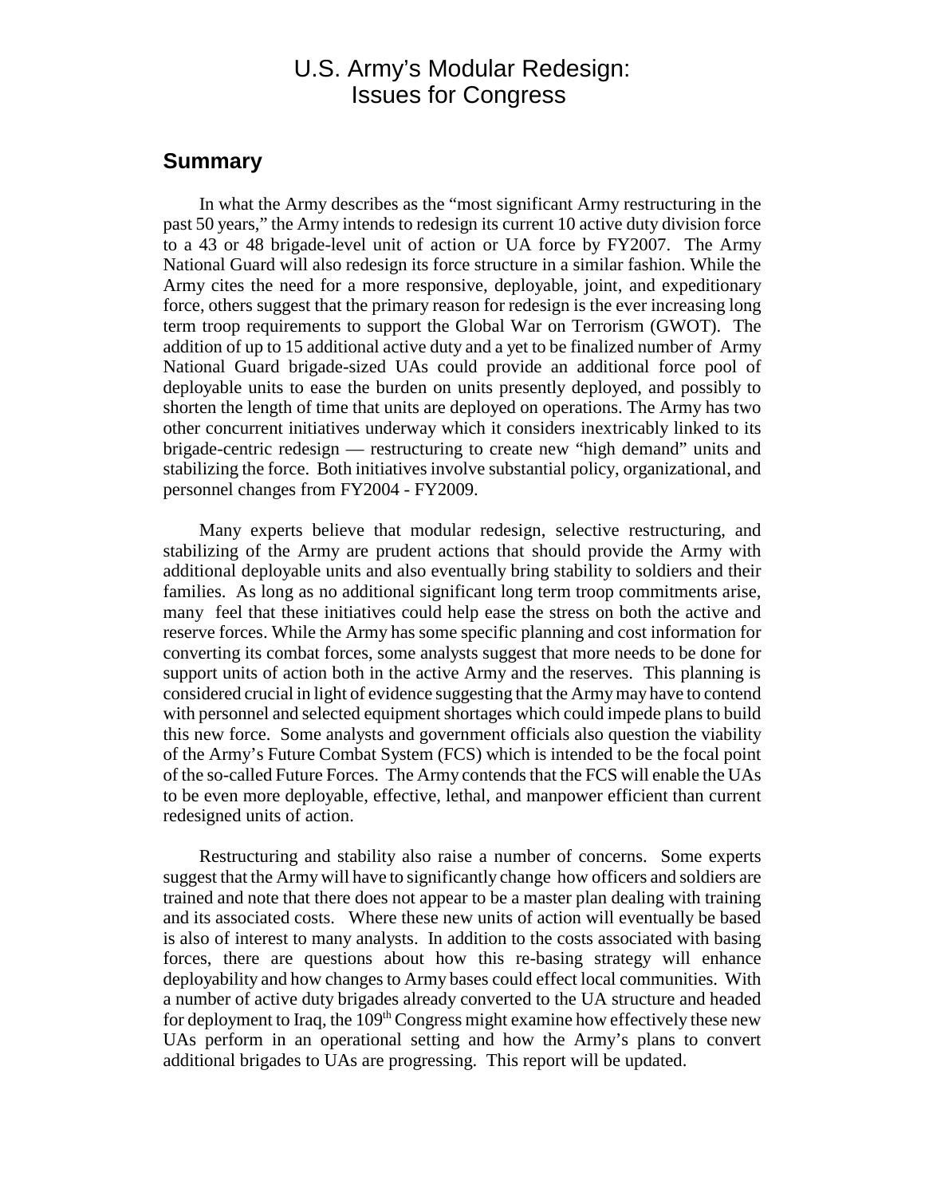# U.S. Army's Modular Redesign: Issues for Congress

## Summary

In what the Army describes as the "most significant Army restructuring in the past 50 years," the Army intends to redesign its current 10 active duty division force to a 43 or 48 brigade-level unit of action or UA force by FY2007. The Army National Guard will also redesign its force structure in a similar fashion. While the Army cites the need for a more responsive, deployable, joint, and expeditionary force, others suggest that the primary reason for redesign is the ever increasing long term troop requirements to support the Global War on Terrorism (GWOT). The addition of up to 15 additional active duty and a yet to be finalized number of Army National Guard brigade-sized UAs could provide an additional force pool of deployable units to ease the burden on units presently deployed, and possibly to shorten the length of time that units are deployed on operations. The Army has two other concurrent initiatives underway which it considers inextricably linked to its brigade-centric redesign — restructuring to create new "high demand" units and stabilizing the force. Both initiatives involve substantial policy, organizational, and personnel changes from FY2004 - FY2009.

Many experts believe that modular redesign, selective restructuring, and stabilizing of the Army are prudent actions that should provide the Army with additional deployable units and also eventually bring stability to soldiers and their families. As long as no additional significant long term troop commitments arise, many feel that these initiatives could help ease the stress on both the active and reserve forces. While the Army has some specific planning and cost information for converting its combat forces, some analysts suggest that more needs to be done for support units of action both in the active Army and the reserves. This planning is considered crucial in light of evidence suggesting that the Army may have to contend with personnel and selected equipment shortages which could impede plans to build this new force. Some analysts and government officials also question the viability of the Army's Future Combat System (FCS) which is intended to be the focal point of the so-called Future Forces. The Army contends that the FCS will enable the UAs to be even more deployable, effective, lethal, and manpower efficient than current redesigned units of action.

Restructuring and stability also raise a number of concerns. Some experts suggest that the Army will have to significantly change how officers and soldiers are trained and note that there does not appear to be a master plan dealing with training and its associated costs. Where these new units of action will eventually be based is also of interest to many analysts. In addition to the costs associated with basing forces, there are questions about how this re-basing strategy will enhance deployability and how changes to Army bases could effect local communities. With a number of active duty brigades already converted to the UA structure and headed for deployment to Iraq, the 109th Congress might examine how effectively these new UAs perform in an operational setting and how the Army's plans to convert additional brigades to UAs are progressing. This report will be updated.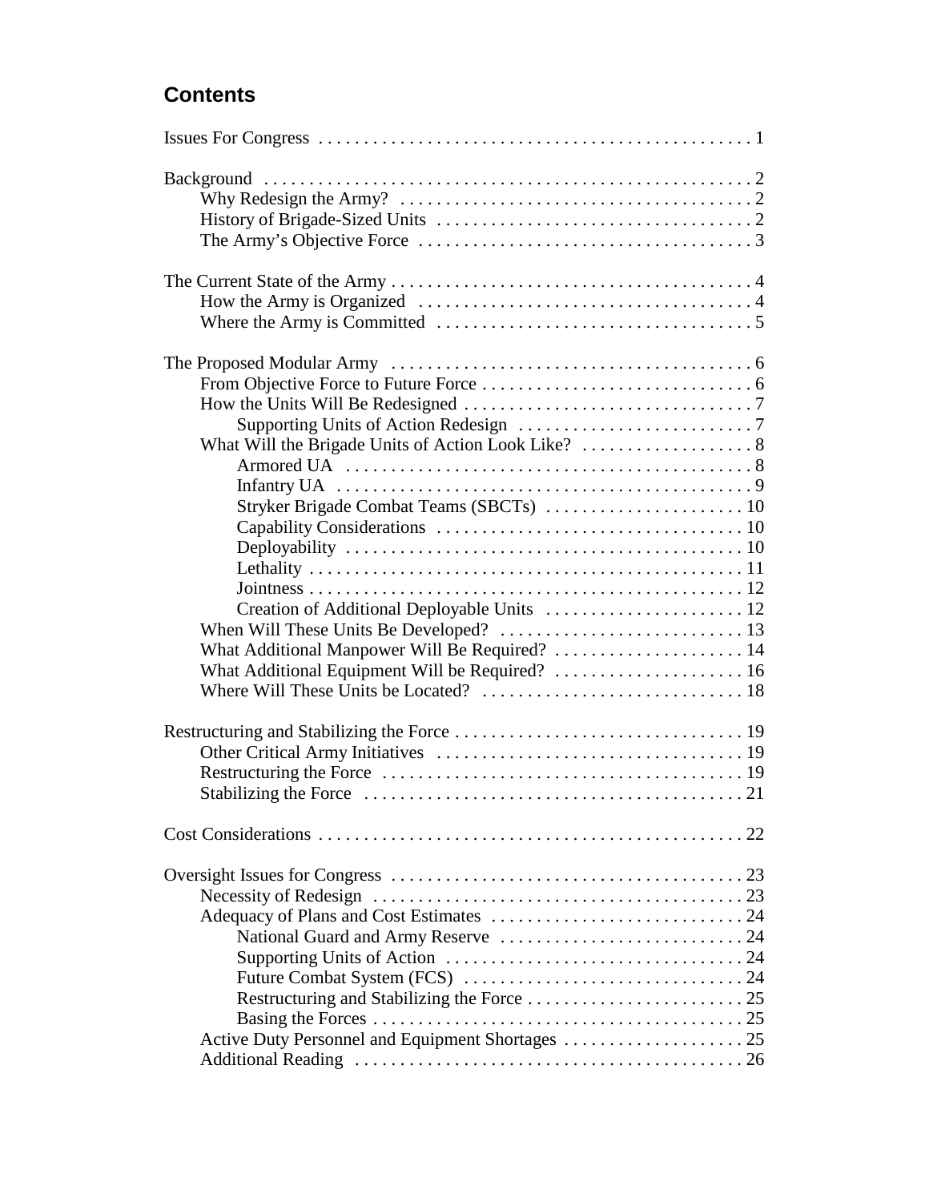# Contents

Issues For Congress . . . . . . . . . . . . . . . . . . . . . . . . . . . . . . . . . . . . . . . . . . . . . . . 1

Background . . . . . . . . . . . . . . . . . . . . . . . . . . . . . . . . . . . . . . . . . . . . . . . . . . . . . 2
- Why Redesign the Army? . . . . . . . . . . . . . . . . . . . . . . . . . . . . . . . . . . . . . . . 2
- History of Brigade-Sized Units . . . . . . . . . . . . . . . . . . . . . . . . . . . . . . . . . . . 2
- The Army's Objective Force . . . . . . . . . . . . . . . . . . . . . . . . . . . . . . . . . . . . . 3

The Current State of the Army . . . . . . . . . . . . . . . . . . . . . . . . . . . . . . . . . . . . . . . . 4
- How the Army is Organized . . . . . . . . . . . . . . . . . . . . . . . . . . . . . . . . . . . . . 4
- Where the Army is Committed . . . . . . . . . . . . . . . . . . . . . . . . . . . . . . . . . . . 5

The Proposed Modular Army . . . . . . . . . . . . . . . . . . . . . . . . . . . . . . . . . . . . . . . . 6
- From Objective Force to Future Force . . . . . . . . . . . . . . . . . . . . . . . . . . . . . . 6
- How the Units Will Be Redesigned . . . . . . . . . . . . . . . . . . . . . . . . . . . . . . . . 7
  - Supporting Units of Action Redesign . . . . . . . . . . . . . . . . . . . . . . . . . . 7
- What Will the Brigade Units of Action Look Like? . . . . . . . . . . . . . . . . . . . 8
  - Armored UA . . . . . . . . . . . . . . . . . . . . . . . . . . . . . . . . . . . . . . . . . . . . 8
  - Infantry UA . . . . . . . . . . . . . . . . . . . . . . . . . . . . . . . . . . . . . . . . . . . . . 9
  - Stryker Brigade Combat Teams (SBCTs) . . . . . . . . . . . . . . . . . . . . . . 10
  - Capability Considerations . . . . . . . . . . . . . . . . . . . . . . . . . . . . . . . . . . 10
  - Deployability . . . . . . . . . . . . . . . . . . . . . . . . . . . . . . . . . . . . . . . . . . . . 10
  - Lethality . . . . . . . . . . . . . . . . . . . . . . . . . . . . . . . . . . . . . . . . . . . . . . . . 11
  - Jointness . . . . . . . . . . . . . . . . . . . . . . . . . . . . . . . . . . . . . . . . . . . . . . . . 12
  - Creation of Additional Deployable Units . . . . . . . . . . . . . . . . . . . . . . 12
- When Will These Units Be Developed? . . . . . . . . . . . . . . . . . . . . . . . . . . . 13
- What Additional Manpower Will Be Required? . . . . . . . . . . . . . . . . . . . . . 14
- What Additional Equipment Will be Required? . . . . . . . . . . . . . . . . . . . . . 16
- Where Will These Units be Located? . . . . . . . . . . . . . . . . . . . . . . . . . . . . . 18

Restructuring and Stabilizing the Force . . . . . . . . . . . . . . . . . . . . . . . . . . . . . . . . 19
- Other Critical Army Initiatives . . . . . . . . . . . . . . . . . . . . . . . . . . . . . . . . . . 19
- Restructuring the Force . . . . . . . . . . . . . . . . . . . . . . . . . . . . . . . . . . . . . . . . 19
- Stabilizing the Force . . . . . . . . . . . . . . . . . . . . . . . . . . . . . . . . . . . . . . . . . . 21

Cost Considerations . . . . . . . . . . . . . . . . . . . . . . . . . . . . . . . . . . . . . . . . . . . . . . . . 22

Oversight Issues for Congress . . . . . . . . . . . . . . . . . . . . . . . . . . . . . . . . . . . . . . . 23
- Necessity of Redesign . . . . . . . . . . . . . . . . . . . . . . . . . . . . . . . . . . . . . . . . . 23
- Adequacy of Plans and Cost Estimates . . . . . . . . . . . . . . . . . . . . . . . . . . . . 24
  - National Guard and Army Reserve . . . . . . . . . . . . . . . . . . . . . . . . . . . 24
  - Supporting Units of Action . . . . . . . . . . . . . . . . . . . . . . . . . . . . . . . . . 24
  - Future Combat System (FCS) . . . . . . . . . . . . . . . . . . . . . . . . . . . . . . . 24
  - Restructuring and Stabilizing the Force . . . . . . . . . . . . . . . . . . . . . . . . 25
  - Basing the Forces . . . . . . . . . . . . . . . . . . . . . . . . . . . . . . . . . . . . . . . . . 25
- Active Duty Personnel and Equipment Shortages . . . . . . . . . . . . . . . . . . . . 25
- Additional Reading . . . . . . . . . . . . . . . . . . . . . . . . . . . . . . . . . . . . . . . . . . . 26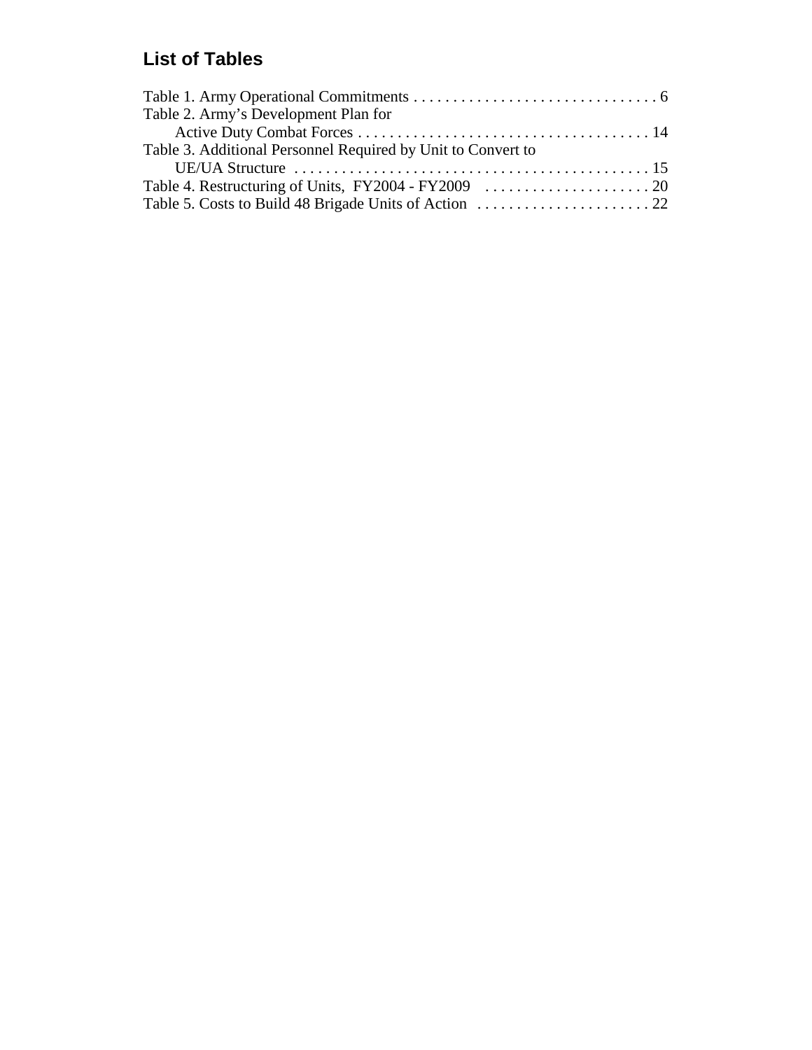## List of Tables

Table 1. Army Operational Commitments . . . . . . . . . . . . . . . . . . . . . . . . . . . . . . . 6
Table 2. Army's Development Plan for
Active Duty Combat Forces . . . . . . . . . . . . . . . . . . . . . . . . . . . . . . . . . . . . . 14
Table 3. Additional Personnel Required by Unit to Convert to
UE/UA Structure . . . . . . . . . . . . . . . . . . . . . . . . . . . . . . . . . . . . . . . . . . . . 15
Table 4. Restructuring of Units, FY2004 - FY2009 . . . . . . . . . . . . . . . . . . . . . 20
Table 5. Costs to Build 48 Brigade Units of Action . . . . . . . . . . . . . . . . . . . . . . 22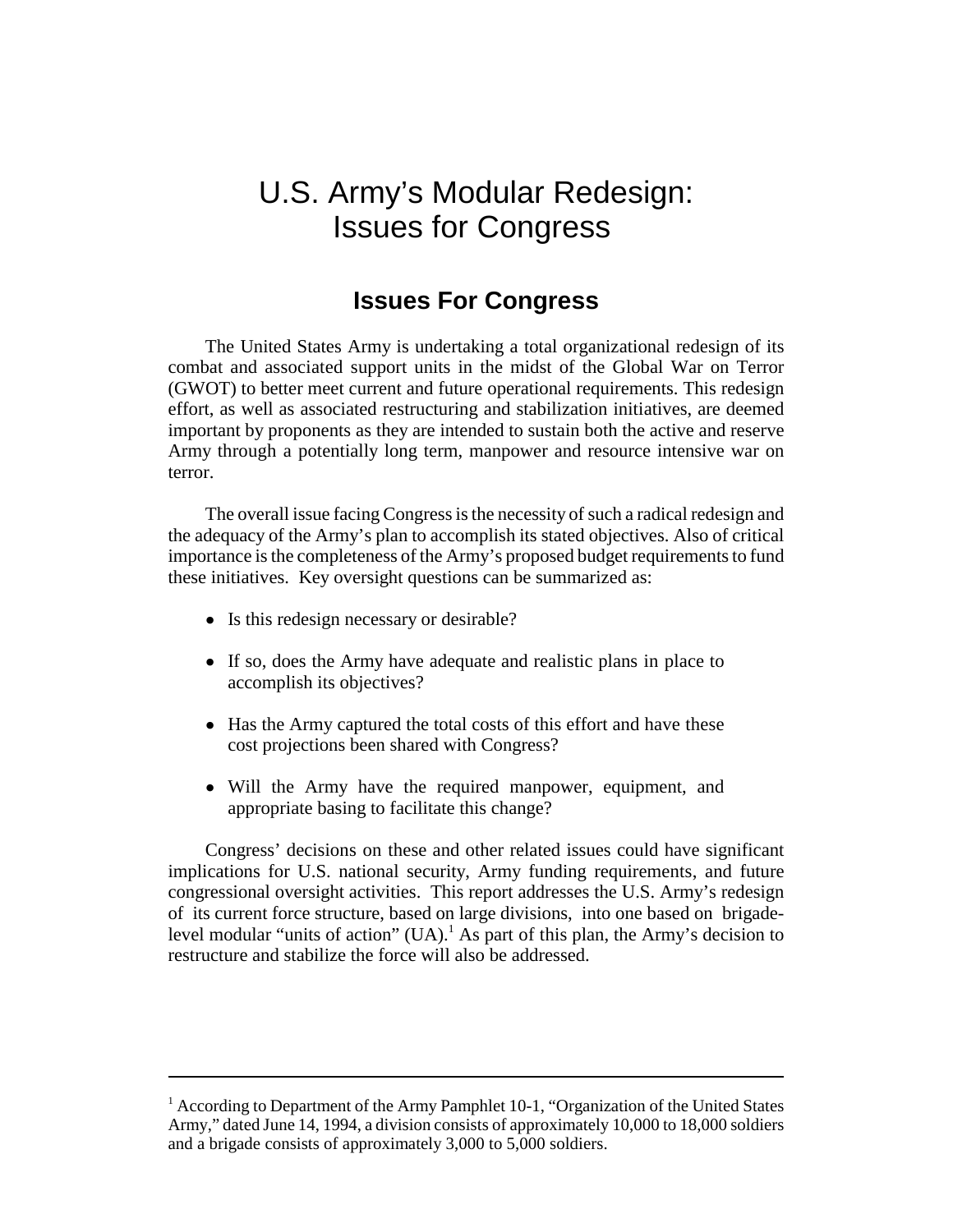# U.S. Army's Modular Redesign: Issues for Congress

## Issues For Congress

The United States Army is undertaking a total organizational redesign of its combat and associated support units in the midst of the Global War on Terror (GWOT) to better meet current and future operational requirements. This redesign effort, as well as associated restructuring and stabilization initiatives, are deemed important by proponents as they are intended to sustain both the active and reserve Army through a potentially long term, manpower and resource intensive war on terror.

The overall issue facing Congress is the necessity of such a radical redesign and the adequacy of the Army's plan to accomplish its stated objectives. Also of critical importance is the completeness of the Army's proposed budget requirements to fund these initiatives. Key oversight questions can be summarized as:

- Is this redesign necessary or desirable?
- If so, does the Army have adequate and realistic plans in place to accomplish its objectives?
- Has the Army captured the total costs of this effort and have these cost projections been shared with Congress?
- Will the Army have the required manpower, equipment, and appropriate basing to facilitate this change?

Congress' decisions on these and other related issues could have significant implications for U.S. national security, Army funding requirements, and future congressional oversight activities. This report addresses the U.S. Army's redesign of its current force structure, based on large divisions, into one based on brigade-level modular "units of action" (UA).[1] As part of this plan, the Army's decision to restructure and stabilize the force will also be addressed.

---

[1] According to Department of the Army Pamphlet 10-1, "Organization of the United States Army," dated June 14, 1994, a division consists of approximately 10,000 to 18,000 soldiers and a brigade consists of approximately 3,000 to 5,000 soldiers.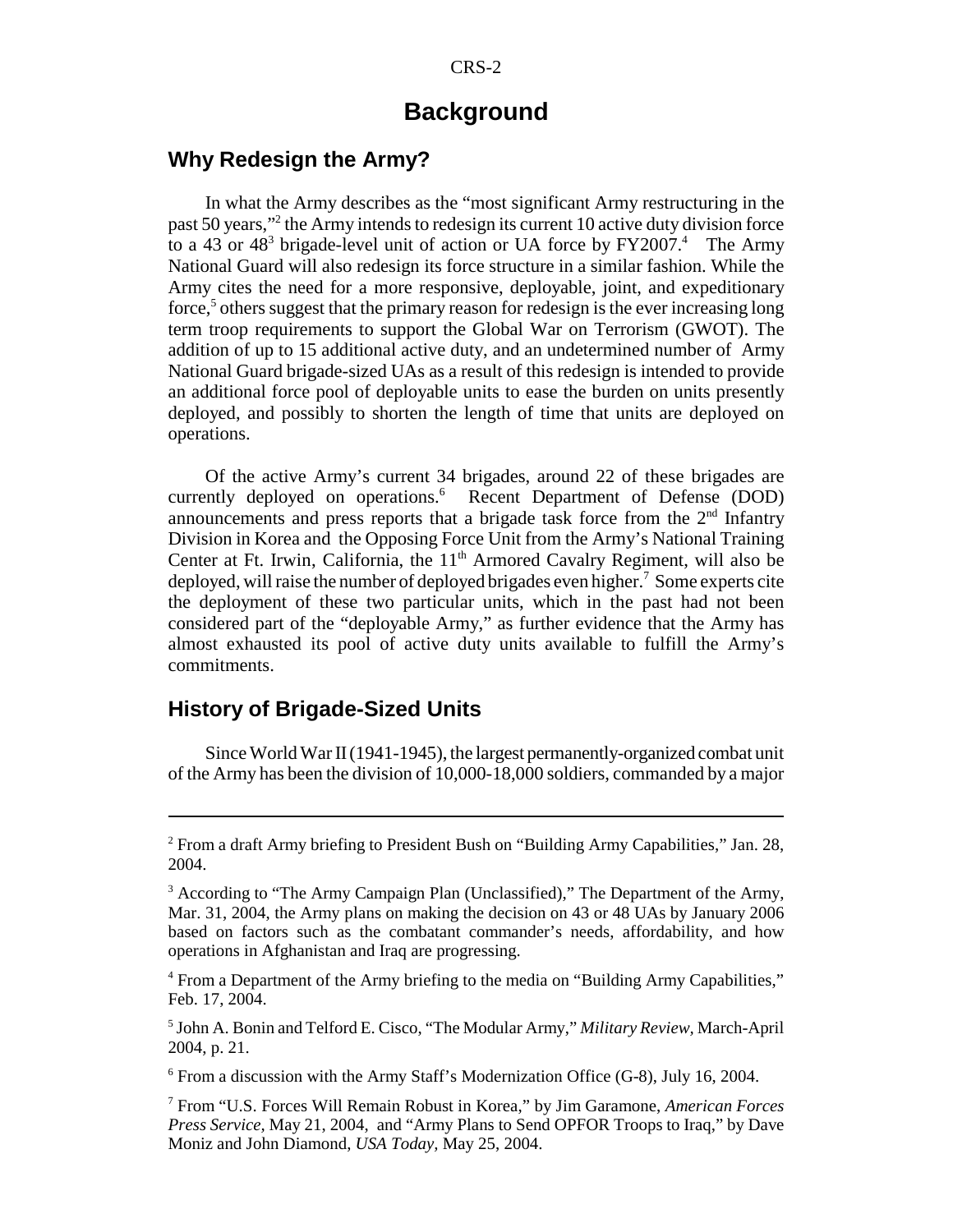# Background

## Why Redesign the Army?

In what the Army describes as the "most significant Army restructuring in the past 50 years,"[2] the Army intends to redesign its current 10 active duty division force to a 43 or 48[3] brigade-level unit of action or UA force by FY2007.[4] The Army National Guard will also redesign its force structure in a similar fashion. While the Army cites the need for a more responsive, deployable, joint, and expeditionary force,[5] others suggest that the primary reason for redesign is the ever increasing long term troop requirements to support the Global War on Terrorism (GWOT). The addition of up to 15 additional active duty, and an undetermined number of Army National Guard brigade-sized UAs as a result of this redesign is intended to provide an additional force pool of deployable units to ease the burden on units presently deployed, and possibly to shorten the length of time that units are deployed on operations.

Of the active Army's current 34 brigades, around 22 of these brigades are currently deployed on operations.[6] Recent Department of Defense (DOD) announcements and press reports that a brigade task force from the 2nd Infantry Division in Korea and the Opposing Force Unit from the Army's National Training Center at Ft. Irwin, California, the 11th Armored Cavalry Regiment, will also be deployed, will raise the number of deployed brigades even higher.[7] Some experts cite the deployment of these two particular units, which in the past had not been considered part of the "deployable Army," as further evidence that the Army has almost exhausted its pool of active duty units available to fulfill the Army's commitments.

## History of Brigade-Sized Units

Since World War II (1941-1945), the largest permanently-organized combat unit of the Army has been the division of 10,000-18,000 soldiers, commanded by a major

---

[2] From a draft Army briefing to President Bush on "Building Army Capabilities," Jan. 28, 2004.

[3] According to "The Army Campaign Plan (Unclassified)," The Department of the Army, Mar. 31, 2004, the Army plans on making the decision on 43 or 48 UAs by January 2006 based on factors such as the combatant commander's needs, affordability, and how operations in Afghanistan and Iraq are progressing.

[4] From a Department of the Army briefing to the media on "Building Army Capabilities," Feb. 17, 2004.

[5] John A. Bonin and Telford E. Cisco, "The Modular Army," *Military Review*, March-April 2004, p. 21.

[6] From a discussion with the Army Staff's Modernization Office (G-8), July 16, 2004.

[7] From "U.S. Forces Will Remain Robust in Korea," by Jim Garamone, *American Forces Press Service*, May 21, 2004, and "Army Plans to Send OPFOR Troops to Iraq," by Dave Moniz and John Diamond, *USA Today*, May 25, 2004.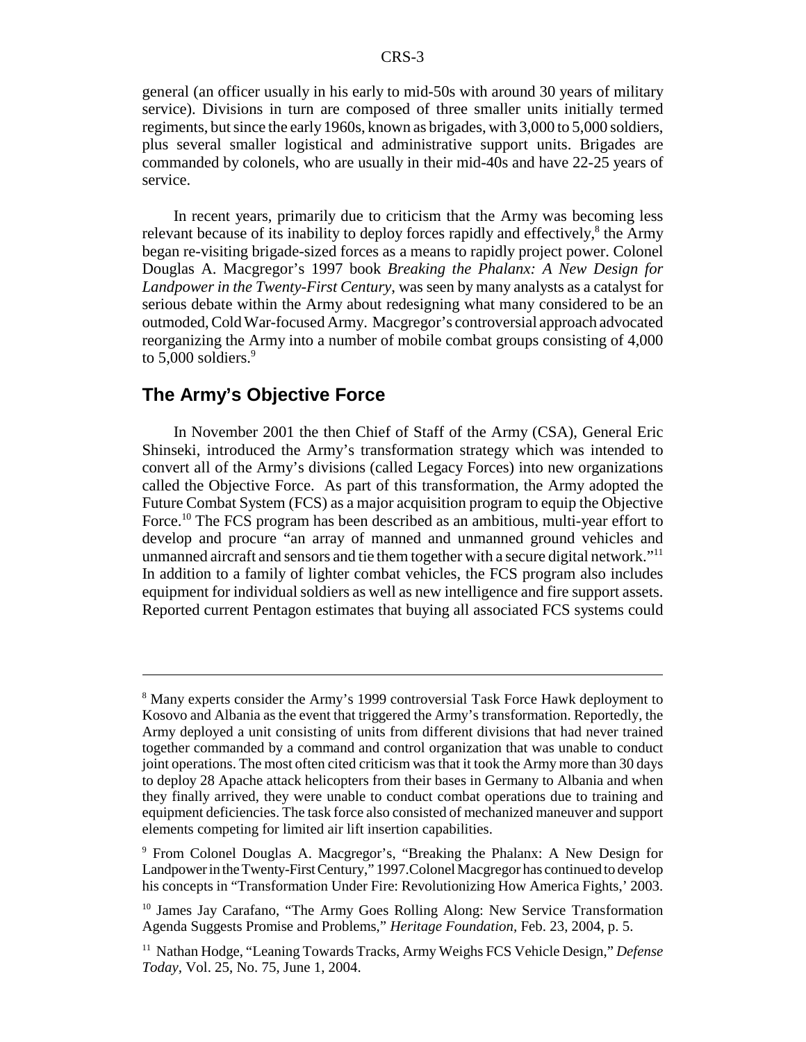general (an officer usually in his early to mid-50s with around 30 years of military service). Divisions in turn are composed of three smaller units initially termed regiments, but since the early 1960s, known as brigades, with 3,000 to 5,000 soldiers, plus several smaller logistical and administrative support units. Brigades are commanded by colonels, who are usually in their mid-40s and have 22-25 years of service.

In recent years, primarily due to criticism that the Army was becoming less relevant because of its inability to deploy forces rapidly and effectively,[8] the Army began re-visiting brigade-sized forces as a means to rapidly project power. Colonel Douglas A. Macgregor's 1997 book *Breaking the Phalanx: A New Design for Landpower in the Twenty-First Century*, was seen by many analysts as a catalyst for serious debate within the Army about redesigning what many considered to be an outmoded, Cold War-focused Army. Macgregor's controversial approach advocated reorganizing the Army into a number of mobile combat groups consisting of 4,000 to 5,000 soldiers.[9]

## The Army's Objective Force

In November 2001 the then Chief of Staff of the Army (CSA), General Eric Shinseki, introduced the Army's transformation strategy which was intended to convert all of the Army's divisions (called Legacy Forces) into new organizations called the Objective Force. As part of this transformation, the Army adopted the Future Combat System (FCS) as a major acquisition program to equip the Objective Force.[10] The FCS program has been described as an ambitious, multi-year effort to develop and procure "an array of manned and unmanned ground vehicles and unmanned aircraft and sensors and tie them together with a secure digital network."[11] In addition to a family of lighter combat vehicles, the FCS program also includes equipment for individual soldiers as well as new intelligence and fire support assets. Reported current Pentagon estimates that buying all associated FCS systems could

---

[8] Many experts consider the Army's 1999 controversial Task Force Hawk deployment to Kosovo and Albania as the event that triggered the Army's transformation. Reportedly, the Army deployed a unit consisting of units from different divisions that had never trained together commanded by a command and control organization that was unable to conduct joint operations. The most often cited criticism was that it took the Army more than 30 days to deploy 28 Apache attack helicopters from their bases in Germany to Albania and when they finally arrived, they were unable to conduct combat operations due to training and equipment deficiencies. The task force also consisted of mechanized maneuver and support elements competing for limited air lift insertion capabilities.

[9] From Colonel Douglas A. Macgregor's, "Breaking the Phalanx: A New Design for Landpower in the Twenty-First Century," 1997.Colonel Macgregor has continued to develop his concepts in "Transformation Under Fire: Revolutionizing How America Fights,' 2003.

[10] James Jay Carafano, "The Army Goes Rolling Along: New Service Transformation Agenda Suggests Promise and Problems," *Heritage Foundation*, Feb. 23, 2004, p. 5.

[11] Nathan Hodge, "Leaning Towards Tracks, Army Weighs FCS Vehicle Design," *Defense Today*, Vol. 25, No. 75, June 1, 2004.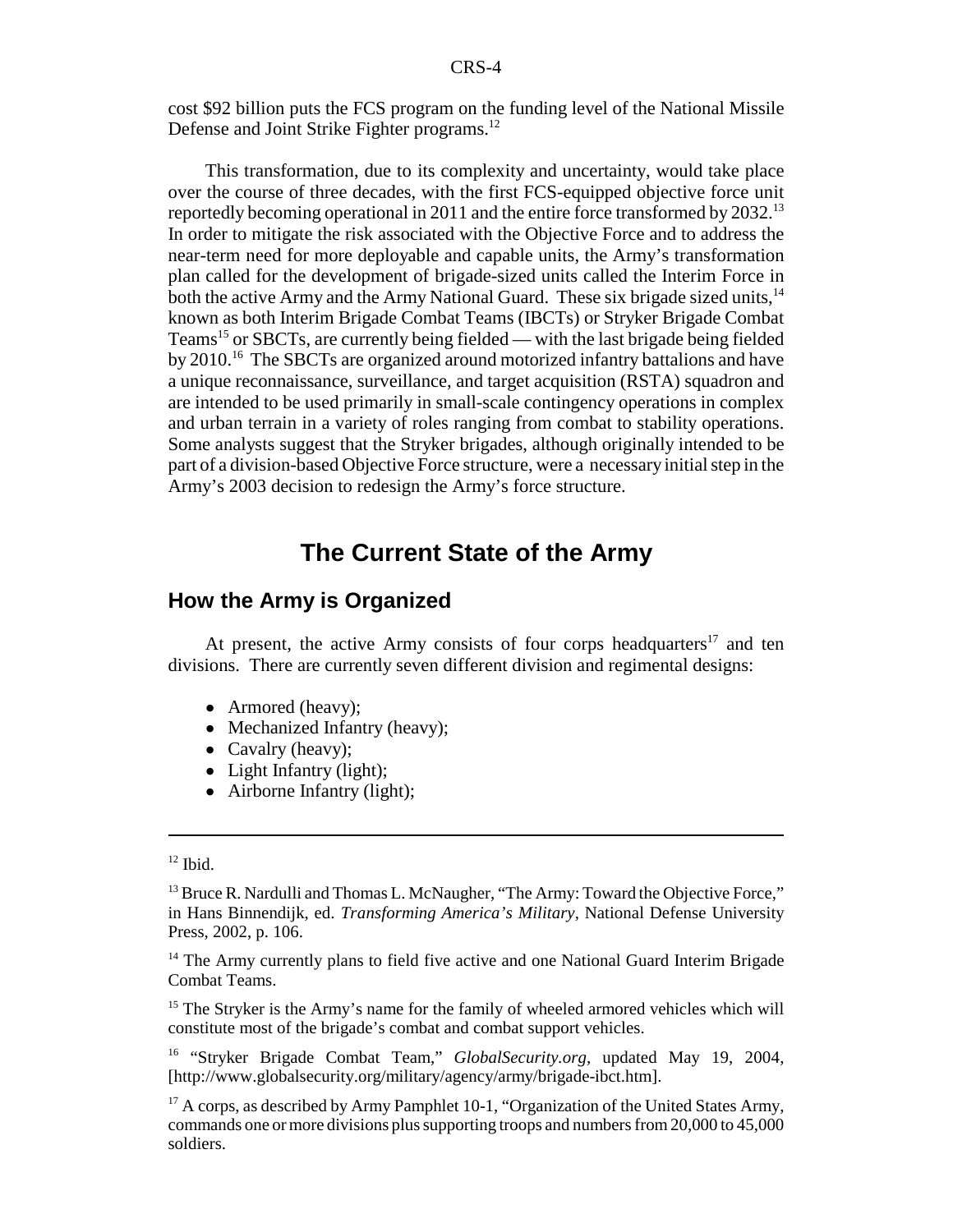cost $92 billion puts the FCS program on the funding level of the National Missile Defense and Joint Strike Fighter programs.[12]

This transformation, due to its complexity and uncertainty, would take place over the course of three decades, with the first FCS-equipped objective force unit reportedly becoming operational in 2011 and the entire force transformed by 2032.[13] In order to mitigate the risk associated with the Objective Force and to address the near-term need for more deployable and capable units, the Army's transformation plan called for the development of brigade-sized units called the Interim Force in both the active Army and the Army National Guard. These six brigade sized units,[14] known as both Interim Brigade Combat Teams (IBCTs) or Stryker Brigade Combat Teams[15] or SBCTs, are currently being fielded — with the last brigade being fielded by 2010.[16] The SBCTs are organized around motorized infantry battalions and have a unique reconnaissance, surveillance, and target acquisition (RSTA) squadron and are intended to be used primarily in small-scale contingency operations in complex and urban terrain in a variety of roles ranging from combat to stability operations. Some analysts suggest that the Stryker brigades, although originally intended to be part of a division-based Objective Force structure, were a necessary initial step in the Army's 2003 decision to redesign the Army's force structure.

# The Current State of the Army

## How the Army is Organized

At present, the active Army consists of four corps headquarters[17] and ten divisions. There are currently seven different division and regimental designs:

- Armored (heavy);
- Mechanized Infantry (heavy);
- Cavalry (heavy);
- Light Infantry (light);
- Airborne Infantry (light);

---

[12] Ibid.

[13] Bruce R. Nardulli and Thomas L. McNaugher, "The Army: Toward the Objective Force," in Hans Binnendijk, ed. *Transforming America's Military*, National Defense University Press, 2002, p. 106.

[14] The Army currently plans to field five active and one National Guard Interim Brigade Combat Teams.

[15] The Stryker is the Army's name for the family of wheeled armored vehicles which will constitute most of the brigade's combat and combat support vehicles.

[16] "Stryker Brigade Combat Team," *GlobalSecurity.org*, updated May 19, 2004, [http://www.globalsecurity.org/military/agency/army/brigade-ibct.htm].

[17] A corps, as described by Army Pamphlet 10-1, "Organization of the United States Army, commands one or more divisions plus supporting troops and numbers from 20,000 to 45,000 soldiers.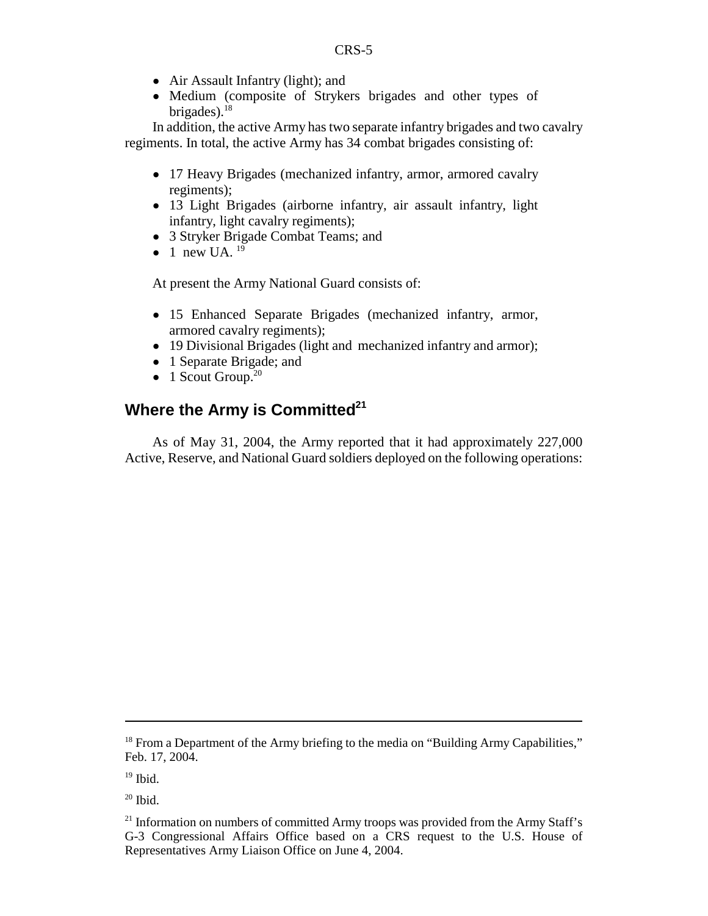- Air Assault Infantry (light); and
- Medium (composite of Strykers brigades and other types of brigades).[18]

In addition, the active Army has two separate infantry brigades and two cavalry regiments. In total, the active Army has 34 combat brigades consisting of:

- 17 Heavy Brigades (mechanized infantry, armor, armored cavalry regiments);
- 13 Light Brigades (airborne infantry, air assault infantry, light infantry, light cavalry regiments);
- 3 Stryker Brigade Combat Teams; and
- 1 new UA. [19]

At present the Army National Guard consists of:

- 15 Enhanced Separate Brigades (mechanized infantry, armor, armored cavalry regiments);
- 19 Divisional Brigades (light and mechanized infantry and armor);
- 1 Separate Brigade; and
- 1 Scout Group.[20]

## Where the Army is Committed[21]

As of May 31, 2004, the Army reported that it had approximately 227,000 Active, Reserve, and National Guard soldiers deployed on the following operations:

---

[18] From a Department of the Army briefing to the media on "Building Army Capabilities," Feb. 17, 2004.

[19] Ibid.

[20] Ibid.

[21] Information on numbers of committed Army troops was provided from the Army Staff's G-3 Congressional Affairs Office based on a CRS request to the U.S. House of Representatives Army Liaison Office on June 4, 2004.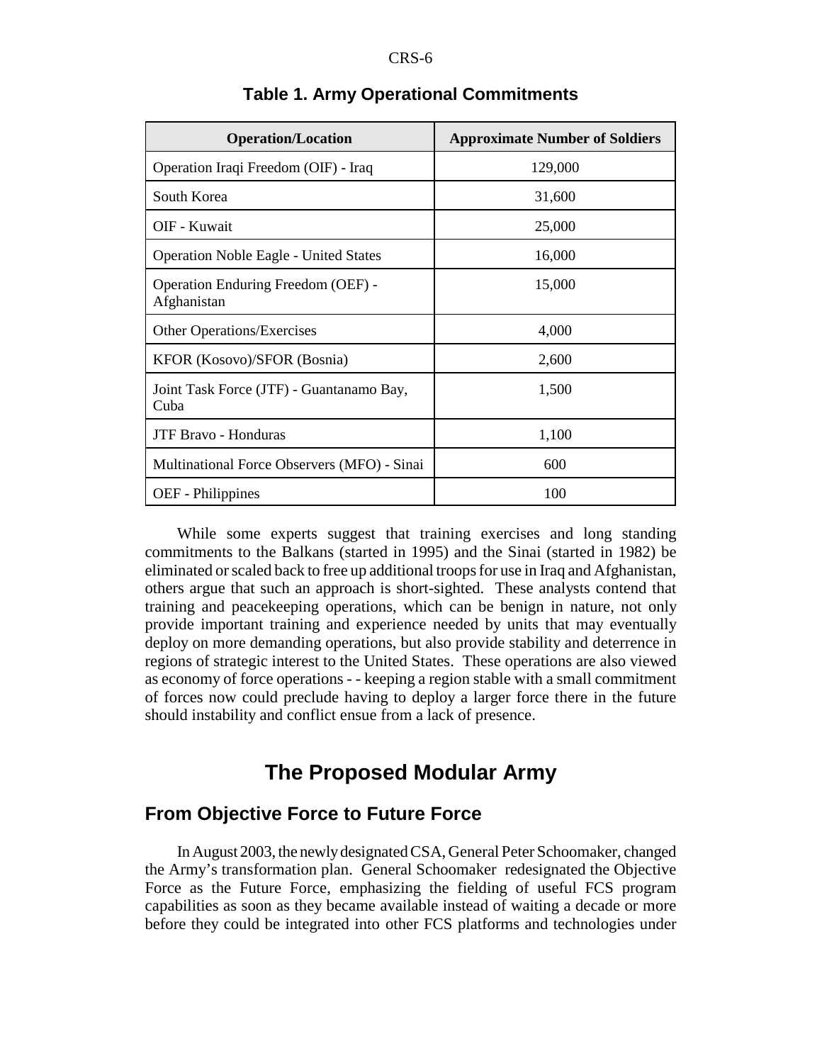**Table 1. Army Operational Commitments**

| Operation/Location | Approximate Number of Soldiers |
|---|---|
| Operation Iraqi Freedom (OIF) - Iraq | 129,000 |
| South Korea | 31,600 |
| OIF - Kuwait | 25,000 |
| Operation Noble Eagle - United States | 16,000 |
| Operation Enduring Freedom (OEF) - Afghanistan | 15,000 |
| Other Operations/Exercises | 4,000 |
| KFOR (Kosovo)/SFOR (Bosnia) | 2,600 |
| Joint Task Force (JTF) - Guantanamo Bay, Cuba | 1,500 |
| JTF Bravo - Honduras | 1,100 |
| Multinational Force Observers (MFO) - Sinai | 600 |
| OEF - Philippines | 100 |

While some experts suggest that training exercises and long standing commitments to the Balkans (started in 1995) and the Sinai (started in 1982) be eliminated or scaled back to free up additional troops for use in Iraq and Afghanistan, others argue that such an approach is short-sighted. These analysts contend that training and peacekeeping operations, which can be benign in nature, not only provide important training and experience needed by units that may eventually deploy on more demanding operations, but also provide stability and deterrence in regions of strategic interest to the United States. These operations are also viewed as economy of force operations - - keeping a region stable with a small commitment of forces now could preclude having to deploy a larger force there in the future should instability and conflict ensue from a lack of presence.

# The Proposed Modular Army

## From Objective Force to Future Force

In August 2003, the newly designated CSA, General Peter Schoomaker, changed the Army's transformation plan. General Schoomaker redesignated the Objective Force as the Future Force, emphasizing the fielding of useful FCS program capabilities as soon as they became available instead of waiting a decade or more before they could be integrated into other FCS platforms and technologies under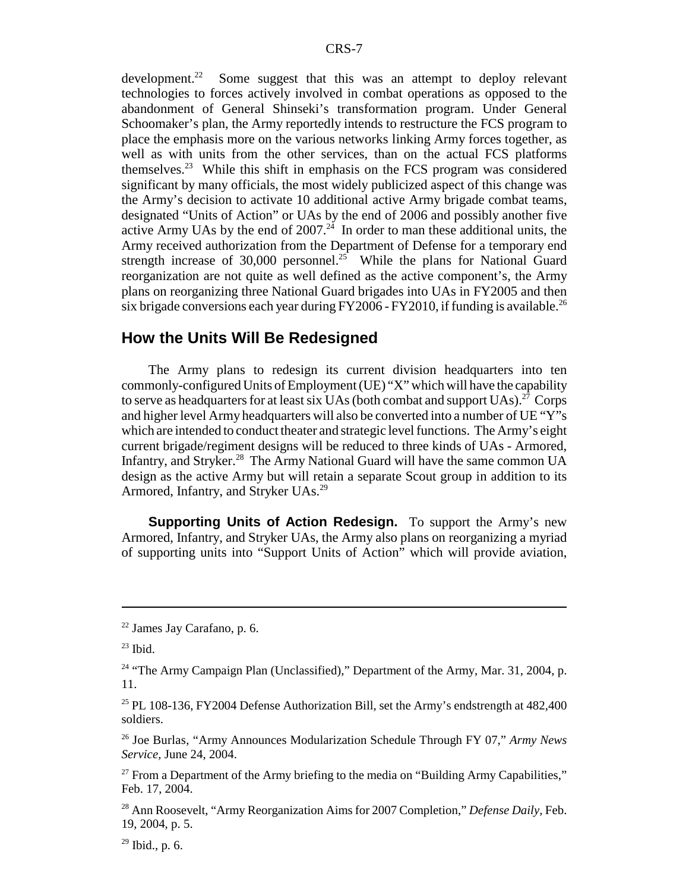development.[22] Some suggest that this was an attempt to deploy relevant technologies to forces actively involved in combat operations as opposed to the abandonment of General Shinseki's transformation program. Under General Schoomaker's plan, the Army reportedly intends to restructure the FCS program to place the emphasis more on the various networks linking Army forces together, as well as with units from the other services, than on the actual FCS platforms themselves.[23] While this shift in emphasis on the FCS program was considered significant by many officials, the most widely publicized aspect of this change was the Army's decision to activate 10 additional active Army brigade combat teams, designated "Units of Action" or UAs by the end of 2006 and possibly another five active Army UAs by the end of 2007.[24] In order to man these additional units, the Army received authorization from the Department of Defense for a temporary end strength increase of 30,000 personnel.[25] While the plans for National Guard reorganization are not quite as well defined as the active component's, the Army plans on reorganizing three National Guard brigades into UAs in FY2005 and then six brigade conversions each year during FY2006 - FY2010, if funding is available.[26]

## How the Units Will Be Redesigned

The Army plans to redesign its current division headquarters into ten commonly-configured Units of Employment (UE) "X" which will have the capability to serve as headquarters for at least six UAs (both combat and support UAs).[27] Corps and higher level Army headquarters will also be converted into a number of UE "Y"s which are intended to conduct theater and strategic level functions. The Army's eight current brigade/regiment designs will be reduced to three kinds of UAs - Armored, Infantry, and Stryker.[28] The Army National Guard will have the same common UA design as the active Army but will retain a separate Scout group in addition to its Armored, Infantry, and Stryker UAs.[29]

**Supporting Units of Action Redesign.** To support the Army's new Armored, Infantry, and Stryker UAs, the Army also plans on reorganizing a myriad of supporting units into "Support Units of Action" which will provide aviation,

---

[22] James Jay Carafano, p. 6.

[23] Ibid.

[24] "The Army Campaign Plan (Unclassified)," Department of the Army, Mar. 31, 2004, p. 11.

[25] PL 108-136, FY2004 Defense Authorization Bill, set the Army's endstrength at 482,400 soldiers.

[26] Joe Burlas, "Army Announces Modularization Schedule Through FY 07," *Army News Service*, June 24, 2004.

[27] From a Department of the Army briefing to the media on "Building Army Capabilities," Feb. 17, 2004.

[28] Ann Roosevelt, "Army Reorganization Aims for 2007 Completion," *Defense Daily*, Feb. 19, 2004, p. 5.

[29] Ibid., p. 6.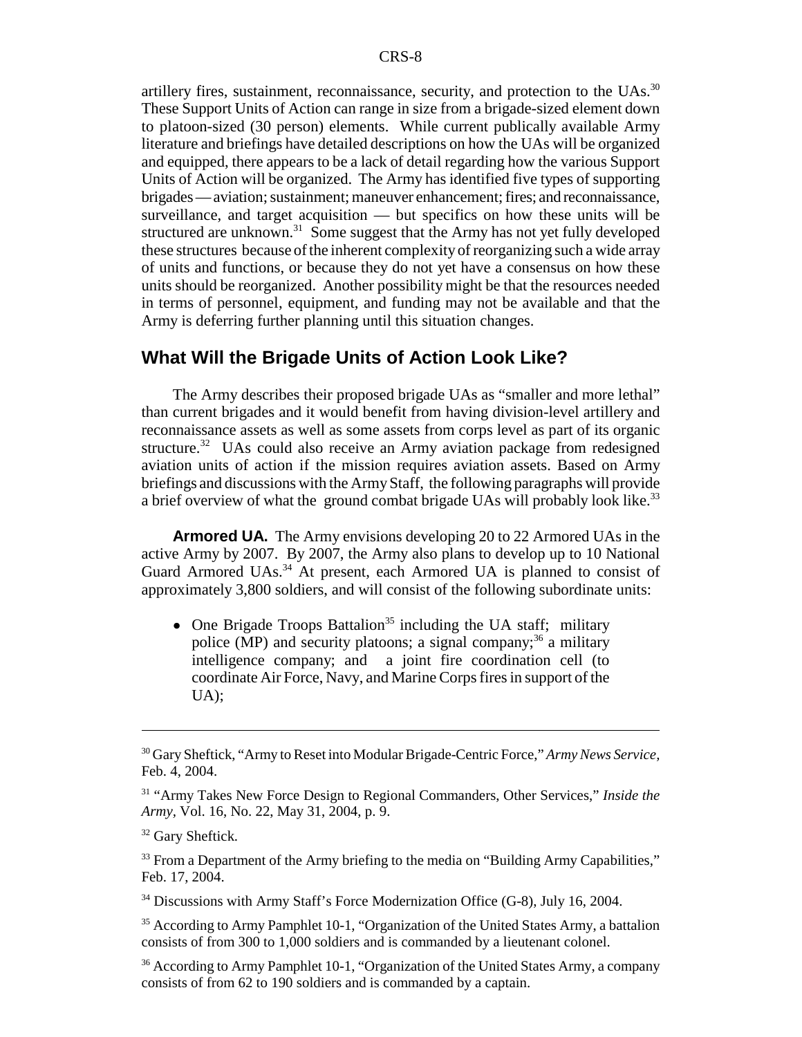artillery fires, sustainment, reconnaissance, security, and protection to the UAs.[30] These Support Units of Action can range in size from a brigade-sized element down to platoon-sized (30 person) elements. While current publically available Army literature and briefings have detailed descriptions on how the UAs will be organized and equipped, there appears to be a lack of detail regarding how the various Support Units of Action will be organized. The Army has identified five types of supporting brigades — aviation; sustainment; maneuver enhancement; fires; and reconnaissance, surveillance, and target acquisition — but specifics on how these units will be structured are unknown.[31] Some suggest that the Army has not yet fully developed these structures because of the inherent complexity of reorganizing such a wide array of units and functions, or because they do not yet have a consensus on how these units should be reorganized. Another possibility might be that the resources needed in terms of personnel, equipment, and funding may not be available and that the Army is deferring further planning until this situation changes.

## What Will the Brigade Units of Action Look Like?

The Army describes their proposed brigade UAs as "smaller and more lethal" than current brigades and it would benefit from having division-level artillery and reconnaissance assets as well as some assets from corps level as part of its organic structure.[32] UAs could also receive an Army aviation package from redesigned aviation units of action if the mission requires aviation assets. Based on Army briefings and discussions with the Army Staff, the following paragraphs will provide a brief overview of what the ground combat brigade UAs will probably look like.[33]

**Armored UA.** The Army envisions developing 20 to 22 Armored UAs in the active Army by 2007. By 2007, the Army also plans to develop up to 10 National Guard Armored UAs.[34] At present, each Armored UA is planned to consist of approximately 3,800 soldiers, and will consist of the following subordinate units:

- One Brigade Troops Battalion[35] including the UA staff; military police (MP) and security platoons; a signal company;[36] a military intelligence company; and a joint fire coordination cell (to coordinate Air Force, Navy, and Marine Corps fires in support of the UA);

---

[30] Gary Sheftick, "Army to Reset into Modular Brigade-Centric Force," *Army News Service*, Feb. 4, 2004.

[31] "Army Takes New Force Design to Regional Commanders, Other Services," *Inside the Army*, Vol. 16, No. 22, May 31, 2004, p. 9.

[32] Gary Sheftick.

[33] From a Department of the Army briefing to the media on "Building Army Capabilities," Feb. 17, 2004.

[34] Discussions with Army Staff's Force Modernization Office (G-8), July 16, 2004.

[35] According to Army Pamphlet 10-1, "Organization of the United States Army, a battalion consists of from 300 to 1,000 soldiers and is commanded by a lieutenant colonel.

[36] According to Army Pamphlet 10-1, "Organization of the United States Army, a company consists of from 62 to 190 soldiers and is commanded by a captain.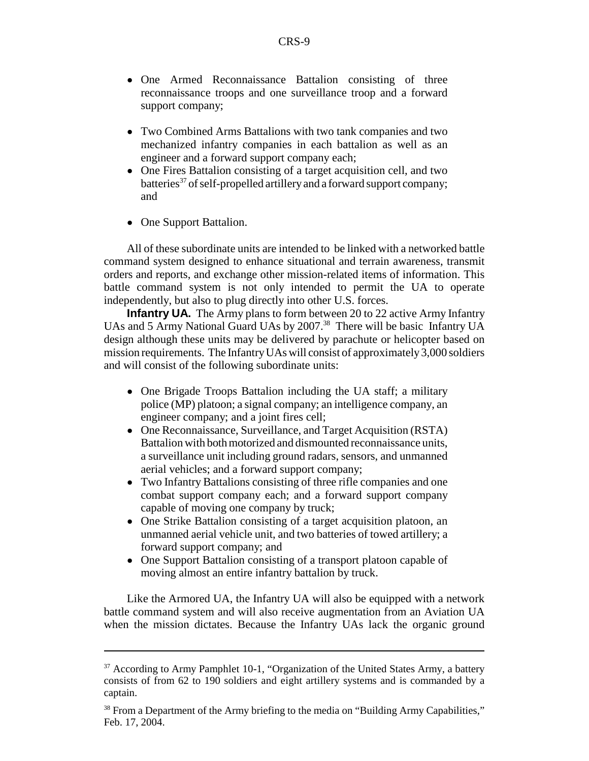- One Armed Reconnaissance Battalion consisting of three reconnaissance troops and one surveillance troop and a forward support company;
- Two Combined Arms Battalions with two tank companies and two mechanized infantry companies in each battalion as well as an engineer and a forward support company each;
- One Fires Battalion consisting of a target acquisition cell, and two batteries[37] of self-propelled artillery and a forward support company; and
- One Support Battalion.

All of these subordinate units are intended to be linked with a networked battle command system designed to enhance situational and terrain awareness, transmit orders and reports, and exchange other mission-related items of information. This battle command system is not only intended to permit the UA to operate independently, but also to plug directly into other U.S. forces.

**Infantry UA.** The Army plans to form between 20 to 22 active Army Infantry UAs and 5 Army National Guard UAs by 2007.[38] There will be basic Infantry UA design although these units may be delivered by parachute or helicopter based on mission requirements. The Infantry UAs will consist of approximately 3,000 soldiers and will consist of the following subordinate units:

- One Brigade Troops Battalion including the UA staff; a military police (MP) platoon; a signal company; an intelligence company, an engineer company; and a joint fires cell;
- One Reconnaissance, Surveillance, and Target Acquisition (RSTA) Battalion with both motorized and dismounted reconnaissance units, a surveillance unit including ground radars, sensors, and unmanned aerial vehicles; and a forward support company;
- Two Infantry Battalions consisting of three rifle companies and one combat support company each; and a forward support company capable of moving one company by truck;
- One Strike Battalion consisting of a target acquisition platoon, an unmanned aerial vehicle unit, and two batteries of towed artillery; a forward support company; and
- One Support Battalion consisting of a transport platoon capable of moving almost an entire infantry battalion by truck.

Like the Armored UA, the Infantry UA will also be equipped with a network battle command system and will also receive augmentation from an Aviation UA when the mission dictates. Because the Infantry UAs lack the organic ground

---

[37] According to Army Pamphlet 10-1, "Organization of the United States Army, a battery consists of from 62 to 190 soldiers and eight artillery systems and is commanded by a captain.

[38] From a Department of the Army briefing to the media on "Building Army Capabilities," Feb. 17, 2004.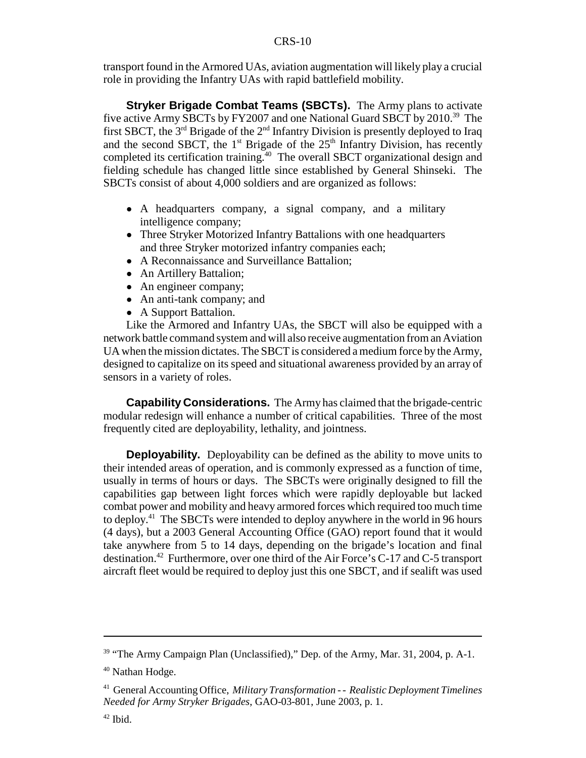transport found in the Armored UAs, aviation augmentation will likely play a crucial role in providing the Infantry UAs with rapid battlefield mobility.

**Stryker Brigade Combat Teams (SBCTs).** The Army plans to activate five active Army SBCTs by FY2007 and one National Guard SBCT by 2010.[39] The first SBCT, the 3rd Brigade of the 2nd Infantry Division is presently deployed to Iraq and the second SBCT, the 1st Brigade of the 25th Infantry Division, has recently completed its certification training.[40] The overall SBCT organizational design and fielding schedule has changed little since established by General Shinseki. The SBCTs consist of about 4,000 soldiers and are organized as follows:

- A headquarters company, a signal company, and a military intelligence company;
- Three Stryker Motorized Infantry Battalions with one headquarters and three Stryker motorized infantry companies each;
- A Reconnaissance and Surveillance Battalion;
- An Artillery Battalion;
- An engineer company;
- An anti-tank company; and
- A Support Battalion.

Like the Armored and Infantry UAs, the SBCT will also be equipped with a network battle command system and will also receive augmentation from an Aviation UA when the mission dictates. The SBCT is considered a medium force by the Army, designed to capitalize on its speed and situational awareness provided by an array of sensors in a variety of roles.

**Capability Considerations.** The Army has claimed that the brigade-centric modular redesign will enhance a number of critical capabilities. Three of the most frequently cited are deployability, lethality, and jointness.

**Deployability.** Deployability can be defined as the ability to move units to their intended areas of operation, and is commonly expressed as a function of time, usually in terms of hours or days. The SBCTs were originally designed to fill the capabilities gap between light forces which were rapidly deployable but lacked combat power and mobility and heavy armored forces which required too much time to deploy.[41] The SBCTs were intended to deploy anywhere in the world in 96 hours (4 days), but a 2003 General Accounting Office (GAO) report found that it would take anywhere from 5 to 14 days, depending on the brigade's location and final destination.[42] Furthermore, over one third of the Air Force's C-17 and C-5 transport aircraft fleet would be required to deploy just this one SBCT, and if sealift was used

---

[39] "The Army Campaign Plan (Unclassified)," Dep. of the Army, Mar. 31, 2004, p. A-1.

[40] Nathan Hodge.

[41] General Accounting Office, *Military Transformation -- Realistic Deployment Timelines Needed for Army Stryker Brigades*, GAO-03-801, June 2003, p. 1.

[42] Ibid.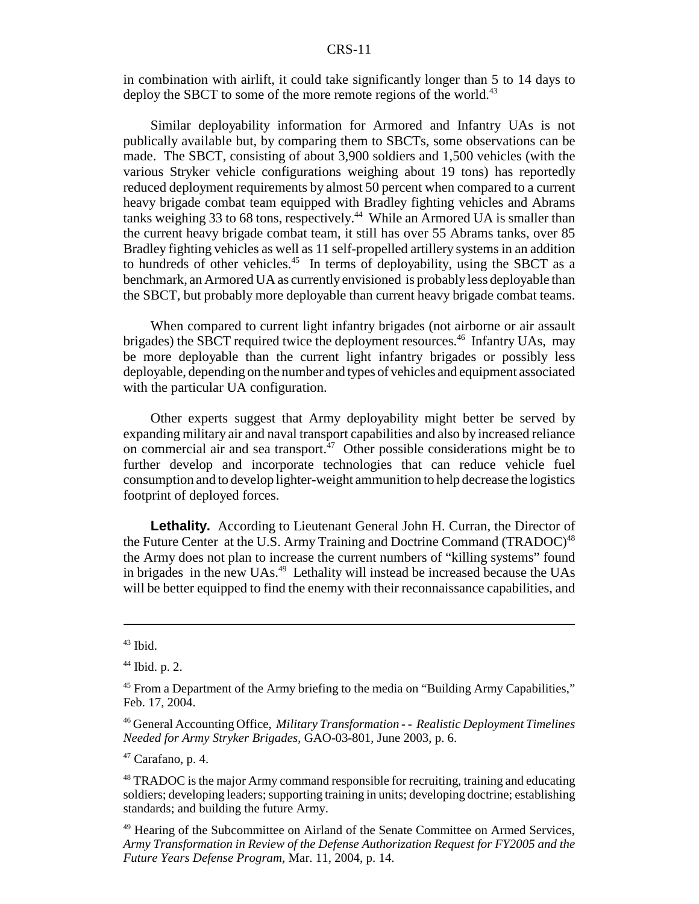in combination with airlift, it could take significantly longer than 5 to 14 days to deploy the SBCT to some of the more remote regions of the world.[43]

Similar deployability information for Armored and Infantry UAs is not publically available but, by comparing them to SBCTs, some observations can be made. The SBCT, consisting of about 3,900 soldiers and 1,500 vehicles (with the various Stryker vehicle configurations weighing about 19 tons) has reportedly reduced deployment requirements by almost 50 percent when compared to a current heavy brigade combat team equipped with Bradley fighting vehicles and Abrams tanks weighing 33 to 68 tons, respectively.[44] While an Armored UA is smaller than the current heavy brigade combat team, it still has over 55 Abrams tanks, over 85 Bradley fighting vehicles as well as 11 self-propelled artillery systems in an addition to hundreds of other vehicles.[45] In terms of deployability, using the SBCT as a benchmark, an Armored UA as currently envisioned is probably less deployable than the SBCT, but probably more deployable than current heavy brigade combat teams.

When compared to current light infantry brigades (not airborne or air assault brigades) the SBCT required twice the deployment resources.[46] Infantry UAs, may be more deployable than the current light infantry brigades or possibly less deployable, depending on the number and types of vehicles and equipment associated with the particular UA configuration.

Other experts suggest that Army deployability might better be served by expanding military air and naval transport capabilities and also by increased reliance on commercial air and sea transport.[47] Other possible considerations might be to further develop and incorporate technologies that can reduce vehicle fuel consumption and to develop lighter-weight ammunition to help decrease the logistics footprint of deployed forces.

**Lethality.** According to Lieutenant General John H. Curran, the Director of the Future Center at the U.S. Army Training and Doctrine Command (TRADOC)[48] the Army does not plan to increase the current numbers of "killing systems" found in brigades in the new UAs.[49] Lethality will instead be increased because the UAs will be better equipped to find the enemy with their reconnaissance capabilities, and

---

[43] Ibid.

[44] Ibid. p. 2.

[45] From a Department of the Army briefing to the media on "Building Army Capabilities," Feb. 17, 2004.

[46] General Accounting Office, *Military Transformation - - Realistic Deployment Timelines Needed for Army Stryker Brigades*, GAO-03-801, June 2003, p. 6.

[47] Carafano, p. 4.

[48] TRADOC is the major Army command responsible for recruiting, training and educating soldiers; developing leaders; supporting training in units; developing doctrine; establishing standards; and building the future Army.

[49] Hearing of the Subcommittee on Airland of the Senate Committee on Armed Services, *Army Transformation in Review of the Defense Authorization Request for FY2005 and the Future Years Defense Program*, Mar. 11, 2004, p. 14.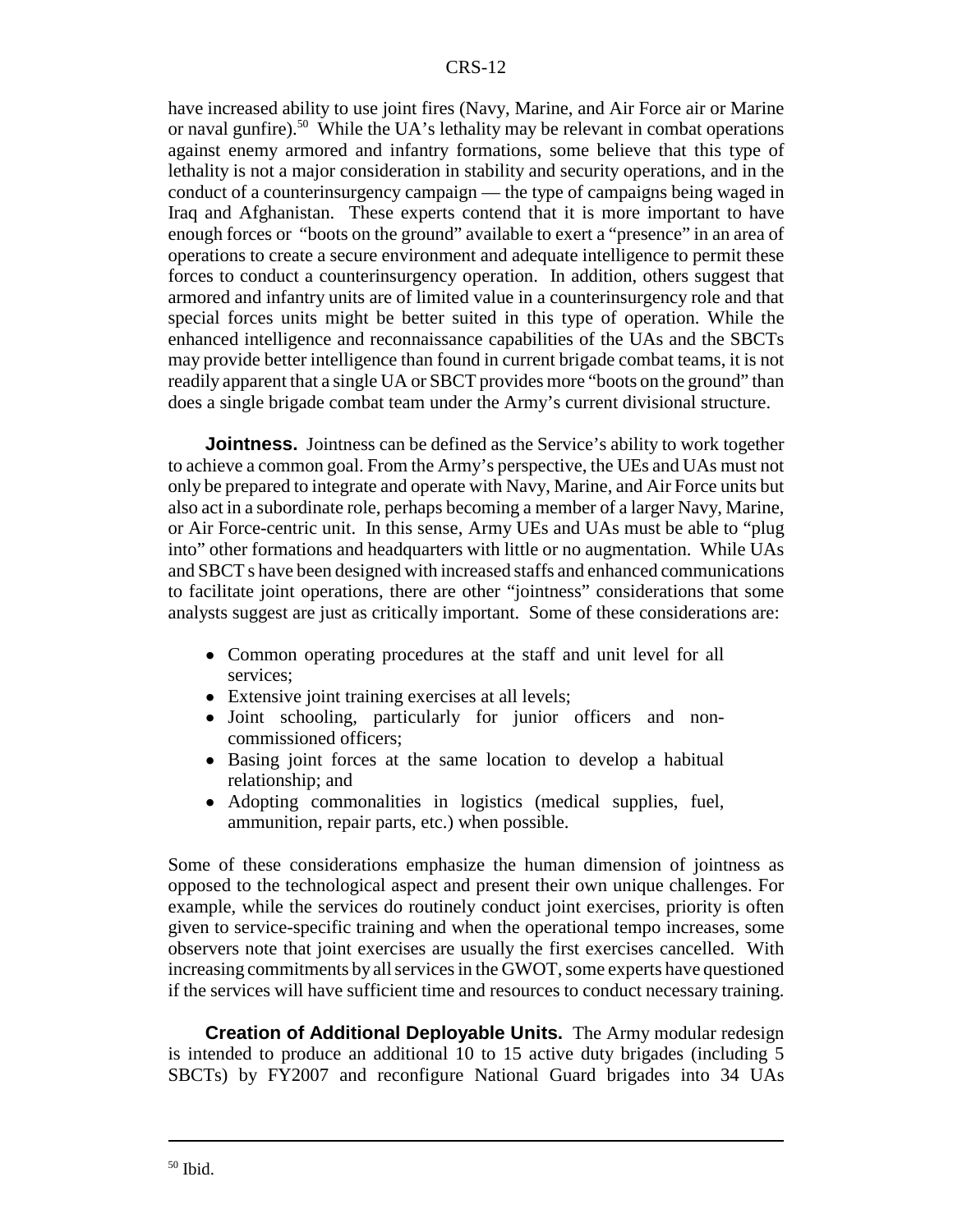have increased ability to use joint fires (Navy, Marine, and Air Force air or Marine or naval gunfire).[50] While the UA's lethality may be relevant in combat operations against enemy armored and infantry formations, some believe that this type of lethality is not a major consideration in stability and security operations, and in the conduct of a counterinsurgency campaign — the type of campaigns being waged in Iraq and Afghanistan. These experts contend that it is more important to have enough forces or "boots on the ground" available to exert a "presence" in an area of operations to create a secure environment and adequate intelligence to permit these forces to conduct a counterinsurgency operation. In addition, others suggest that armored and infantry units are of limited value in a counterinsurgency role and that special forces units might be better suited in this type of operation. While the enhanced intelligence and reconnaissance capabilities of the UAs and the SBCTs may provide better intelligence than found in current brigade combat teams, it is not readily apparent that a single UA or SBCT provides more "boots on the ground" than does a single brigade combat team under the Army's current divisional structure.

**Jointness.** Jointness can be defined as the Service's ability to work together to achieve a common goal. From the Army's perspective, the UEs and UAs must not only be prepared to integrate and operate with Navy, Marine, and Air Force units but also act in a subordinate role, perhaps becoming a member of a larger Navy, Marine, or Air Force-centric unit. In this sense, Army UEs and UAs must be able to "plug into" other formations and headquarters with little or no augmentation. While UAs and SBCT s have been designed with increased staffs and enhanced communications to facilitate joint operations, there are other "jointness" considerations that some analysts suggest are just as critically important. Some of these considerations are:

- Common operating procedures at the staff and unit level for all services;
- Extensive joint training exercises at all levels;
- Joint schooling, particularly for junior officers and non-commissioned officers;
- Basing joint forces at the same location to develop a habitual relationship; and
- Adopting commonalities in logistics (medical supplies, fuel, ammunition, repair parts, etc.) when possible.

Some of these considerations emphasize the human dimension of jointness as opposed to the technological aspect and present their own unique challenges. For example, while the services do routinely conduct joint exercises, priority is often given to service-specific training and when the operational tempo increases, some observers note that joint exercises are usually the first exercises cancelled. With increasing commitments by all services in the GWOT, some experts have questioned if the services will have sufficient time and resources to conduct necessary training.

**Creation of Additional Deployable Units.** The Army modular redesign is intended to produce an additional 10 to 15 active duty brigades (including 5 SBCTs) by FY2007 and reconfigure National Guard brigades into 34 UAs

---

[50] Ibid.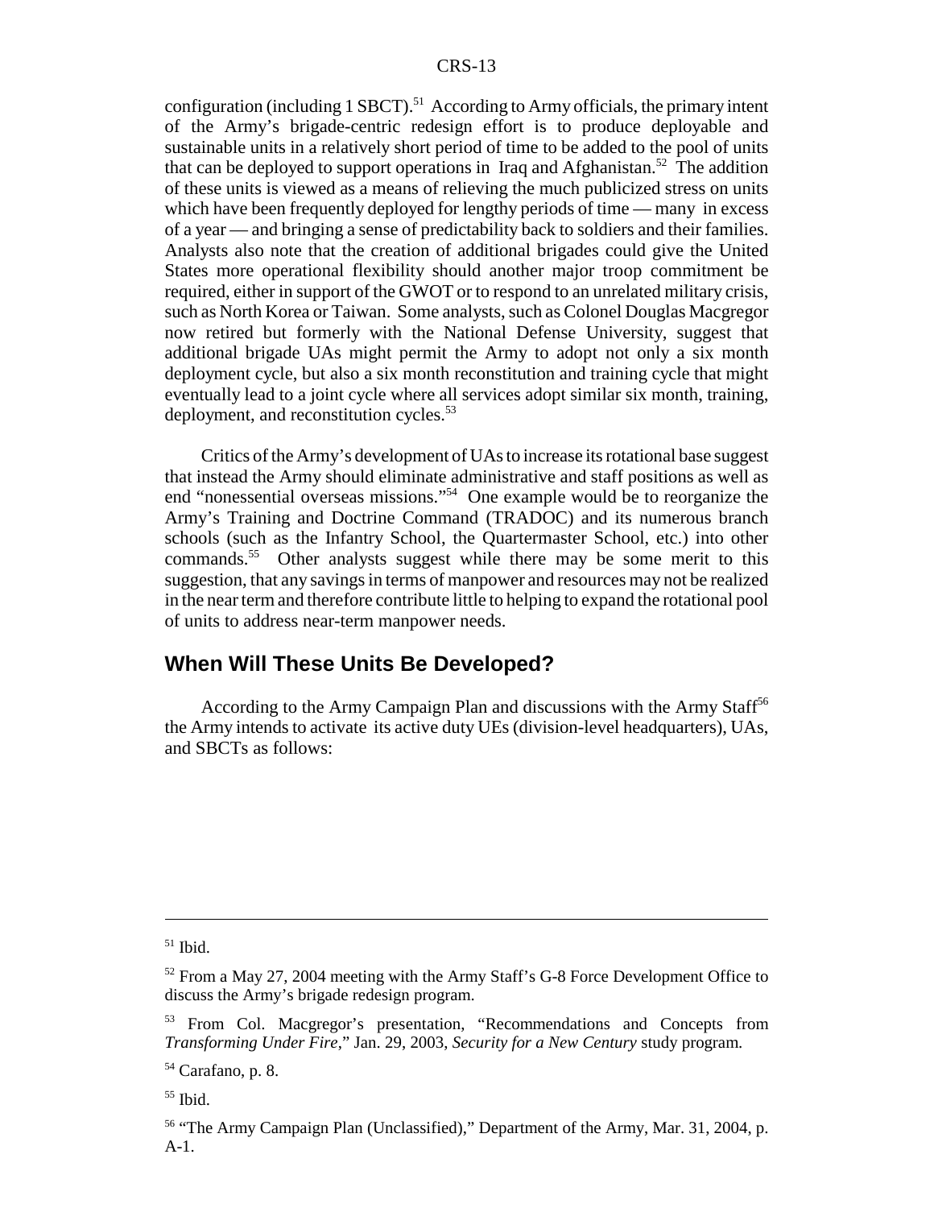configuration (including 1 SBCT).[51] According to Army officials, the primary intent of the Army's brigade-centric redesign effort is to produce deployable and sustainable units in a relatively short period of time to be added to the pool of units that can be deployed to support operations in Iraq and Afghanistan.[52] The addition of these units is viewed as a means of relieving the much publicized stress on units which have been frequently deployed for lengthy periods of time — many in excess of a year — and bringing a sense of predictability back to soldiers and their families. Analysts also note that the creation of additional brigades could give the United States more operational flexibility should another major troop commitment be required, either in support of the GWOT or to respond to an unrelated military crisis, such as North Korea or Taiwan. Some analysts, such as Colonel Douglas Macgregor now retired but formerly with the National Defense University, suggest that additional brigade UAs might permit the Army to adopt not only a six month deployment cycle, but also a six month reconstitution and training cycle that might eventually lead to a joint cycle where all services adopt similar six month, training, deployment, and reconstitution cycles.[53]

Critics of the Army's development of UAs to increase its rotational base suggest that instead the Army should eliminate administrative and staff positions as well as end "nonessential overseas missions."[54] One example would be to reorganize the Army's Training and Doctrine Command (TRADOC) and its numerous branch schools (such as the Infantry School, the Quartermaster School, etc.) into other commands.[55] Other analysts suggest while there may be some merit to this suggestion, that any savings in terms of manpower and resources may not be realized in the near term and therefore contribute little to helping to expand the rotational pool of units to address near-term manpower needs.

## When Will These Units Be Developed?

According to the Army Campaign Plan and discussions with the Army Staff[56] the Army intends to activate its active duty UEs (division-level headquarters), UAs, and SBCTs as follows:

---

[51] Ibid.

[52] From a May 27, 2004 meeting with the Army Staff's G-8 Force Development Office to discuss the Army's brigade redesign program.

[53] From Col. Macgregor's presentation, "Recommendations and Concepts from *Transforming Under Fire*," Jan. 29, 2003, *Security for a New Century* study program.

[54] Carafano, p. 8.

[55] Ibid.

[56] "The Army Campaign Plan (Unclassified)," Department of the Army, Mar. 31, 2004, p. A-1.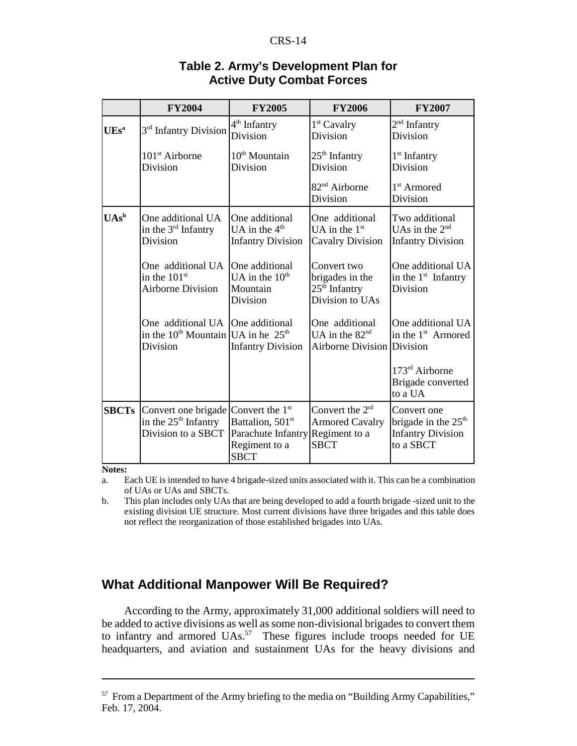**Table 2. Army's Development Plan for Active Duty Combat Forces**

| | FY2004 | FY2005 | FY2006 | FY2007 |
|---|---|---|---|---|
| UEs[a] | 3rd Infantry Division<br><br>101st Airborne Division | 4th Infantry Division<br><br>10th Mountain Division | 1st Cavalry Division<br><br>25th Infantry Division<br><br>82nd Airborne Division | 2nd Infantry Division<br><br>1st Infantry Division<br><br>1st Armored Division |
| UAs[b] | One additional UA in the 3rd Infantry Division<br><br>One additional UA in the 101st Airborne Division<br><br>One additional UA in the 10th Mountain Division | One additional UA in the 4th Infantry Division<br><br>One additional UA in the 10th Mountain Division<br><br>One additional UA in he 25th Infantry Division | One additional UA in the 1st Cavalry Division<br><br>Convert two brigades in the 25th Infantry Division to UAs<br><br>One additional UA in the 82nd Airborne Division | Two additional UAs in the 2nd Infantry Division<br><br>One additional UA in the 1st Infantry Division<br><br>One additional UA in the 1st Armored Division<br><br>173rd Airborne Brigade converted to a UA |
| SBCTs | Convert one brigade in the 25th Infantry Division to a SBCT | Convert the 1st Battalion, 501st Parachute Infantry Regiment to a SBCT | Convert the 2rd Armored Cavalry Regiment to a SBCT | Convert one brigade in the 25th Infantry Division to a SBCT |

**Notes:**

a. Each UE is intended to have 4 brigade-sized units associated with it. This can be a combination of UAs or UAs and SBCTs.

b. This plan includes only UAs that are being developed to add a fourth brigade -sized unit to the existing division UE structure. Most current divisions have three brigades and this table does not reflect the reorganization of those established brigades into UAs.

## What Additional Manpower Will Be Required?

According to the Army, approximately 31,000 additional soldiers will need to be added to active divisions as well as some non-divisional brigades to convert them to infantry and armored UAs.[57] These figures include troops needed for UE headquarters, and aviation and sustainment UAs for the heavy divisions and

[57] From a Department of the Army briefing to the media on "Building Army Capabilities," Feb. 17, 2004.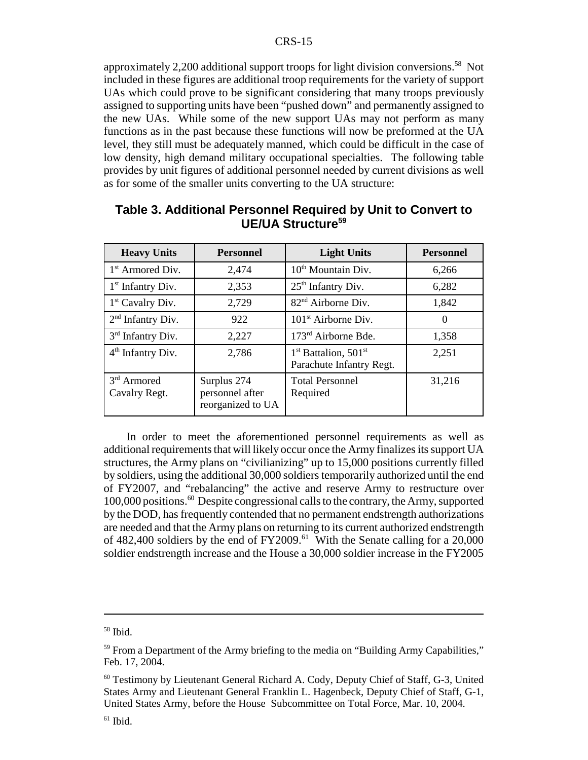approximately 2,200 additional support troops for light division conversions.[58] Not included in these figures are additional troop requirements for the variety of support UAs which could prove to be significant considering that many troops previously assigned to supporting units have been "pushed down" and permanently assigned to the new UAs. While some of the new support UAs may not perform as many functions as in the past because these functions will now be preformed at the UA level, they still must be adequately manned, which could be difficult in the case of low density, high demand military occupational specialties. The following table provides by unit figures of additional personnel needed by current divisions as well as for some of the smaller units converting to the UA structure:

**Table 3. Additional Personnel Required by Unit to Convert to UE/UA Structure[59]**

| Heavy Units | Personnel | Light Units | Personnel |
|---|---|---|---|
| 1st Armored Div. | 2,474 | 10th Mountain Div. | 6,266 |
| 1st Infantry Div. | 2,353 | 25th Infantry Div. | 6,282 |
| 1st Cavalry Div. | 2,729 | 82nd Airborne Div. | 1,842 |
| 2nd Infantry Div. | 922 | 101st Airborne Div. | 0 |
| 3rd Infantry Div. | 2,227 | 173rd Airborne Bde. | 1,358 |
| 4th Infantry Div. | 2,786 | 1st Battalion, 501st Parachute Infantry Regt. | 2,251 |
| 3rd Armored Cavalry Regt. | Surplus 274 personnel after reorganized to UA | Total Personnel Required | 31,216 |

In order to meet the aforementioned personnel requirements as well as additional requirements that will likely occur once the Army finalizes its support UA structures, the Army plans on "civilianizing" up to 15,000 positions currently filled by soldiers, using the additional 30,000 soldiers temporarily authorized until the end of FY2007, and "rebalancing" the active and reserve Army to restructure over 100,000 positions.[60] Despite congressional calls to the contrary, the Army, supported by the DOD, has frequently contended that no permanent endstrength authorizations are needed and that the Army plans on returning to its current authorized endstrength of 482,400 soldiers by the end of FY2009.[61] With the Senate calling for a 20,000 soldier endstrength increase and the House a 30,000 soldier increase in the FY2005

---

[58] Ibid.

[59] From a Department of the Army briefing to the media on "Building Army Capabilities," Feb. 17, 2004.

[60] Testimony by Lieutenant General Richard A. Cody, Deputy Chief of Staff, G-3, United States Army and Lieutenant General Franklin L. Hagenbeck, Deputy Chief of Staff, G-1, United States Army, before the House Subcommittee on Total Force, Mar. 10, 2004.

[61] Ibid.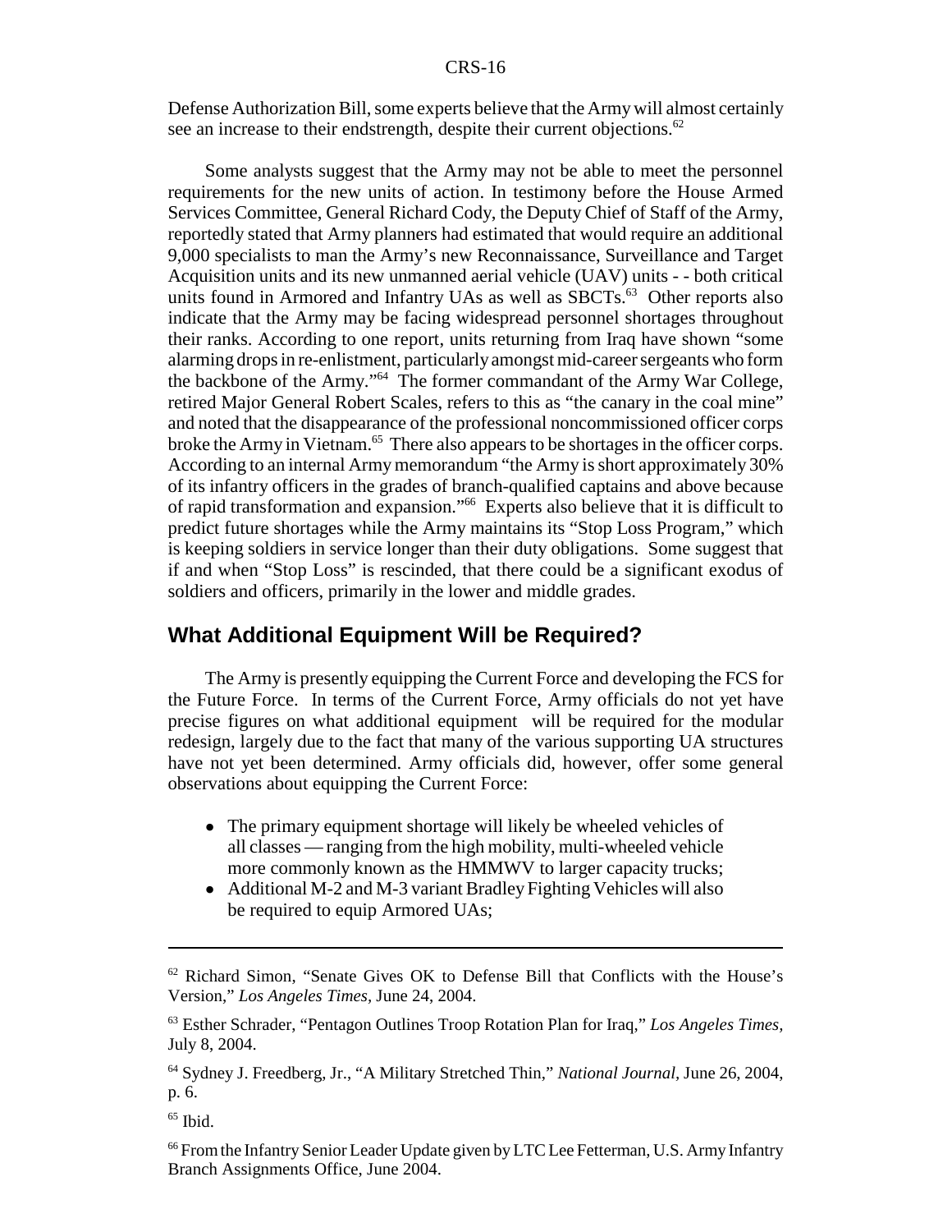Defense Authorization Bill, some experts believe that the Army will almost certainly see an increase to their endstrength, despite their current objections.[62]

Some analysts suggest that the Army may not be able to meet the personnel requirements for the new units of action. In testimony before the House Armed Services Committee, General Richard Cody, the Deputy Chief of Staff of the Army, reportedly stated that Army planners had estimated that would require an additional 9,000 specialists to man the Army's new Reconnaissance, Surveillance and Target Acquisition units and its new unmanned aerial vehicle (UAV) units - - both critical units found in Armored and Infantry UAs as well as SBCTs.[63] Other reports also indicate that the Army may be facing widespread personnel shortages throughout their ranks. According to one report, units returning from Iraq have shown "some alarming drops in re-enlistment, particularly amongst mid-career sergeants who form the backbone of the Army."[64] The former commandant of the Army War College, retired Major General Robert Scales, refers to this as "the canary in the coal mine" and noted that the disappearance of the professional noncommissioned officer corps broke the Army in Vietnam.[65] There also appears to be shortages in the officer corps. According to an internal Army memorandum "the Army is short approximately 30% of its infantry officers in the grades of branch-qualified captains and above because of rapid transformation and expansion."[66] Experts also believe that it is difficult to predict future shortages while the Army maintains its "Stop Loss Program," which is keeping soldiers in service longer than their duty obligations. Some suggest that if and when "Stop Loss" is rescinded, that there could be a significant exodus of soldiers and officers, primarily in the lower and middle grades.

## What Additional Equipment Will be Required?

The Army is presently equipping the Current Force and developing the FCS for the Future Force. In terms of the Current Force, Army officials do not yet have precise figures on what additional equipment will be required for the modular redesign, largely due to the fact that many of the various supporting UA structures have not yet been determined. Army officials did, however, offer some general observations about equipping the Current Force:

- The primary equipment shortage will likely be wheeled vehicles of all classes — ranging from the high mobility, multi-wheeled vehicle more commonly known as the HMMWV to larger capacity trucks;
- Additional M-2 and M-3 variant Bradley Fighting Vehicles will also be required to equip Armored UAs;

---

[62] Richard Simon, "Senate Gives OK to Defense Bill that Conflicts with the House's Version," *Los Angeles Times*, June 24, 2004.

[63] Esther Schrader, "Pentagon Outlines Troop Rotation Plan for Iraq," *Los Angeles Times*, July 8, 2004.

[64] Sydney J. Freedberg, Jr., "A Military Stretched Thin," *National Journal*, June 26, 2004, p. 6.

[65] Ibid.

[66] From the Infantry Senior Leader Update given by LTC Lee Fetterman, U.S. Army Infantry Branch Assignments Office, June 2004.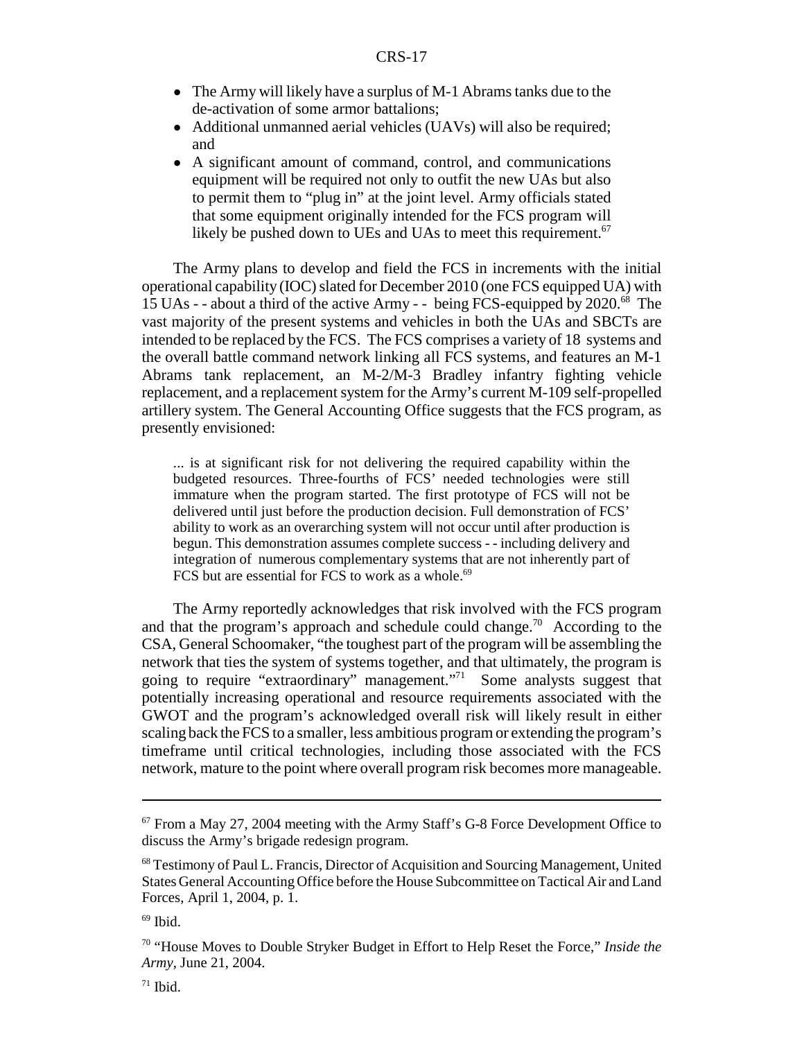- The Army will likely have a surplus of M-1 Abrams tanks due to the de-activation of some armor battalions;
- Additional unmanned aerial vehicles (UAVs) will also be required; and
- A significant amount of command, control, and communications equipment will be required not only to outfit the new UAs but also to permit them to "plug in" at the joint level. Army officials stated that some equipment originally intended for the FCS program will likely be pushed down to UEs and UAs to meet this requirement.[67]

The Army plans to develop and field the FCS in increments with the initial operational capability (IOC) slated for December 2010 (one FCS equipped UA) with 15 UAs - - about a third of the active Army - - being FCS-equipped by 2020.[68] The vast majority of the present systems and vehicles in both the UAs and SBCTs are intended to be replaced by the FCS. The FCS comprises a variety of 18 systems and the overall battle command network linking all FCS systems, and features an M-1 Abrams tank replacement, an M-2/M-3 Bradley infantry fighting vehicle replacement, and a replacement system for the Army's current M-109 self-propelled artillery system. The General Accounting Office suggests that the FCS program, as presently envisioned:

> ... is at significant risk for not delivering the required capability within the budgeted resources. Three-fourths of FCS' needed technologies were still immature when the program started. The first prototype of FCS will not be delivered until just before the production decision. Full demonstration of FCS' ability to work as an overarching system will not occur until after production is begun. This demonstration assumes complete success - - including delivery and integration of numerous complementary systems that are not inherently part of FCS but are essential for FCS to work as a whole.[69]

The Army reportedly acknowledges that risk involved with the FCS program and that the program's approach and schedule could change.[70] According to the CSA, General Schoomaker, "the toughest part of the program will be assembling the network that ties the system of systems together, and that ultimately, the program is going to require "extraordinary" management."[71] Some analysts suggest that potentially increasing operational and resource requirements associated with the GWOT and the program's acknowledged overall risk will likely result in either scaling back the FCS to a smaller, less ambitious program or extending the program's timeframe until critical technologies, including those associated with the FCS network, mature to the point where overall program risk becomes more manageable.

---

[67] From a May 27, 2004 meeting with the Army Staff's G-8 Force Development Office to discuss the Army's brigade redesign program.

[68] Testimony of Paul L. Francis, Director of Acquisition and Sourcing Management, United States General Accounting Office before the House Subcommittee on Tactical Air and Land Forces, April 1, 2004, p. 1.

[69] Ibid.

[70] "House Moves to Double Stryker Budget in Effort to Help Reset the Force," *Inside the Army*, June 21, 2004.

[71] Ibid.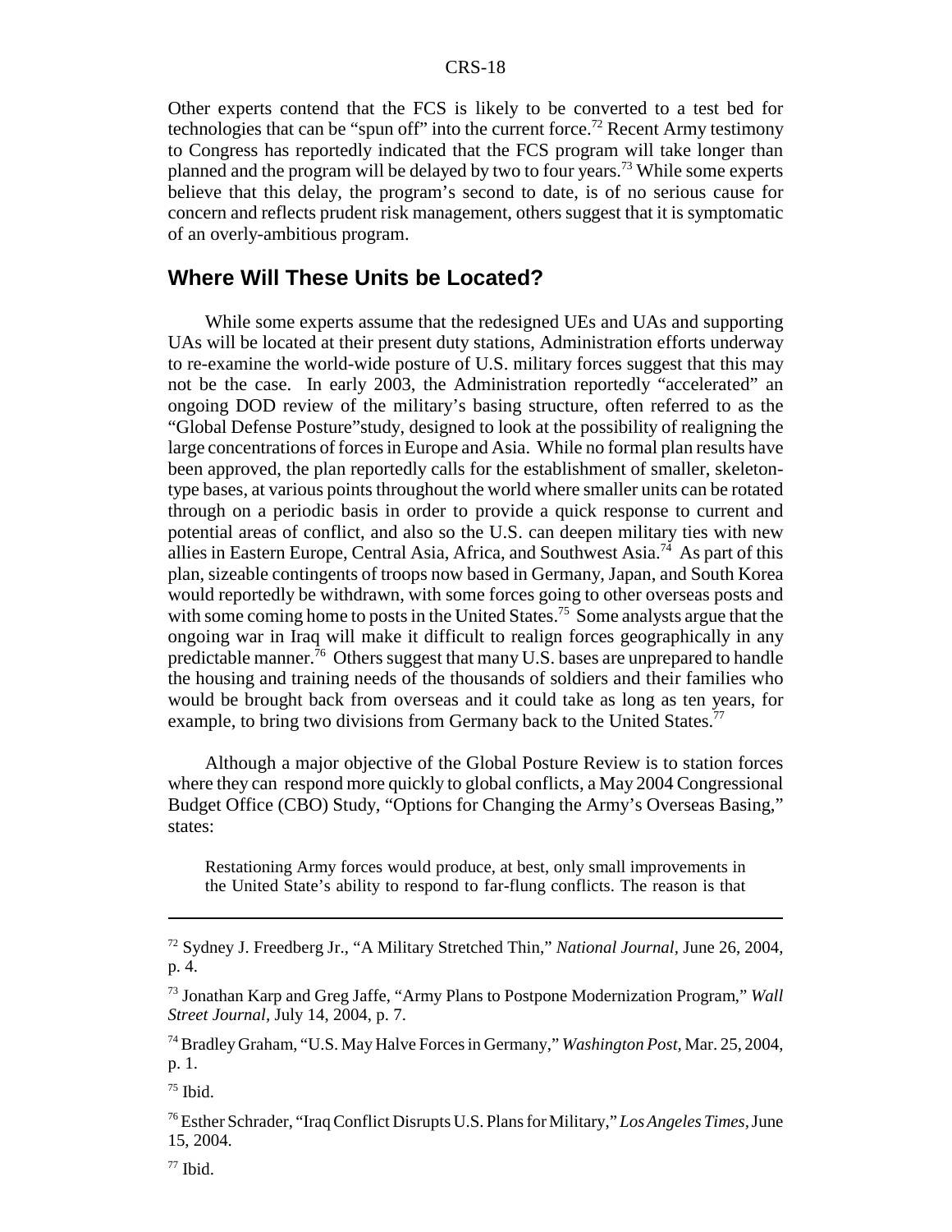Other experts contend that the FCS is likely to be converted to a test bed for technologies that can be "spun off" into the current force.[72] Recent Army testimony to Congress has reportedly indicated that the FCS program will take longer than planned and the program will be delayed by two to four years.[73] While some experts believe that this delay, the program's second to date, is of no serious cause for concern and reflects prudent risk management, others suggest that it is symptomatic of an overly-ambitious program.

## Where Will These Units be Located?

While some experts assume that the redesigned UEs and UAs and supporting UAs will be located at their present duty stations, Administration efforts underway to re-examine the world-wide posture of U.S. military forces suggest that this may not be the case. In early 2003, the Administration reportedly "accelerated" an ongoing DOD review of the military's basing structure, often referred to as the "Global Defense Posture"study, designed to look at the possibility of realigning the large concentrations of forces in Europe and Asia. While no formal plan results have been approved, the plan reportedly calls for the establishment of smaller, skeleton-type bases, at various points throughout the world where smaller units can be rotated through on a periodic basis in order to provide a quick response to current and potential areas of conflict, and also so the U.S. can deepen military ties with new allies in Eastern Europe, Central Asia, Africa, and Southwest Asia.[74] As part of this plan, sizeable contingents of troops now based in Germany, Japan, and South Korea would reportedly be withdrawn, with some forces going to other overseas posts and with some coming home to posts in the United States.[75] Some analysts argue that the ongoing war in Iraq will make it difficult to realign forces geographically in any predictable manner.[76] Others suggest that many U.S. bases are unprepared to handle the housing and training needs of the thousands of soldiers and their families who would be brought back from overseas and it could take as long as ten years, for example, to bring two divisions from Germany back to the United States.[77]

Although a major objective of the Global Posture Review is to station forces where they can respond more quickly to global conflicts, a May 2004 Congressional Budget Office (CBO) Study, "Options for Changing the Army's Overseas Basing," states:

> Restationing Army forces would produce, at best, only small improvements in the United State's ability to respond to far-flung conflicts. The reason is that

---

[72] Sydney J. Freedberg Jr., "A Military Stretched Thin," *National Journal*, June 26, 2004, p. 4.

[73] Jonathan Karp and Greg Jaffe, "Army Plans to Postpone Modernization Program," *Wall Street Journal*, July 14, 2004, p. 7.

[74] Bradley Graham, "U.S. May Halve Forces in Germany," *Washington Post*, Mar. 25, 2004, p. 1.

[75] Ibid.

[76] Esther Schrader, "Iraq Conflict Disrupts U.S. Plans for Military," *Los Angeles Times*, June 15, 2004.

[77] Ibid.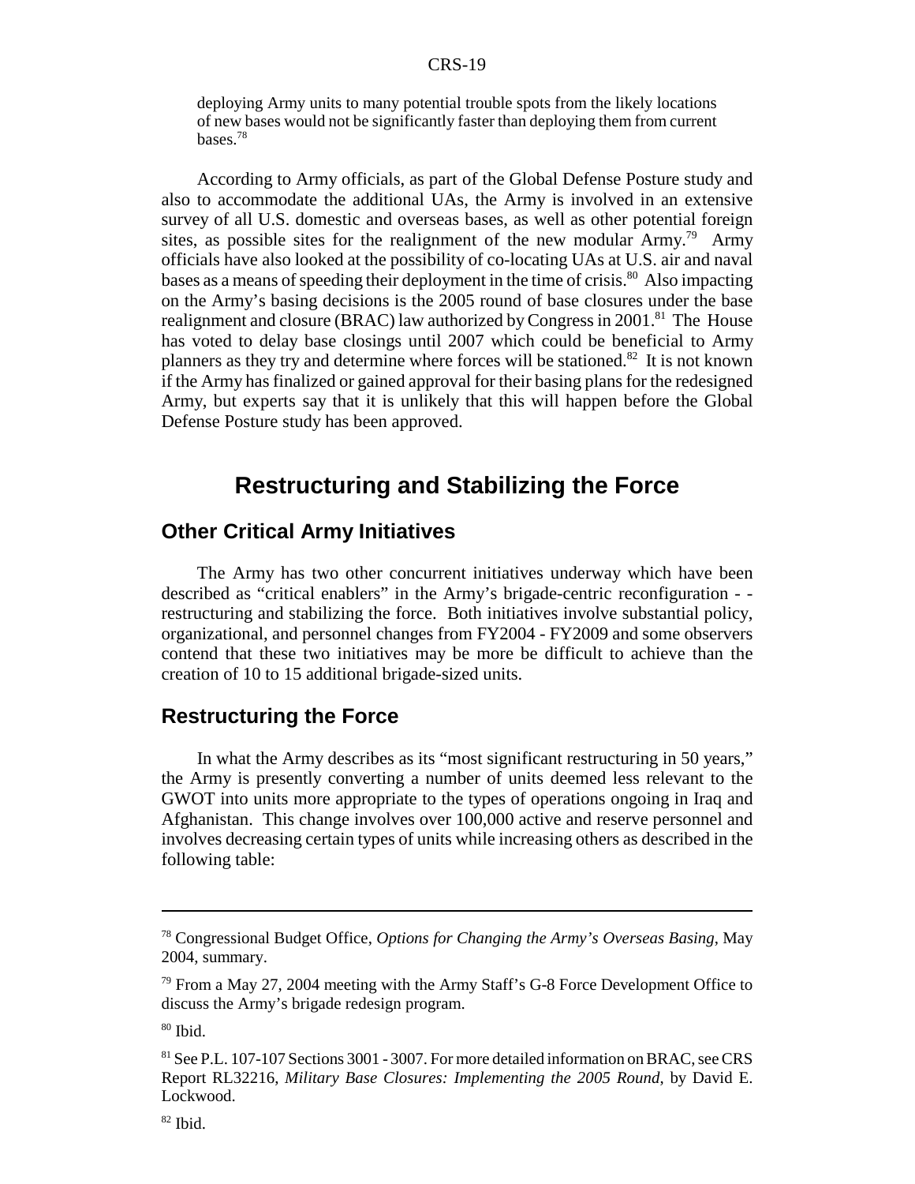deploying Army units to many potential trouble spots from the likely locations of new bases would not be significantly faster than deploying them from current bases.[78]

According to Army officials, as part of the Global Defense Posture study and also to accommodate the additional UAs, the Army is involved in an extensive survey of all U.S. domestic and overseas bases, as well as other potential foreign sites, as possible sites for the realignment of the new modular Army.[79] Army officials have also looked at the possibility of co-locating UAs at U.S. air and naval bases as a means of speeding their deployment in the time of crisis.[80] Also impacting on the Army's basing decisions is the 2005 round of base closures under the base realignment and closure (BRAC) law authorized by Congress in 2001.[81] The House has voted to delay base closings until 2007 which could be beneficial to Army planners as they try and determine where forces will be stationed.[82] It is not known if the Army has finalized or gained approval for their basing plans for the redesigned Army, but experts say that it is unlikely that this will happen before the Global Defense Posture study has been approved.

# Restructuring and Stabilizing the Force

## Other Critical Army Initiatives

The Army has two other concurrent initiatives underway which have been described as "critical enablers" in the Army's brigade-centric reconfiguration - - restructuring and stabilizing the force. Both initiatives involve substantial policy, organizational, and personnel changes from FY2004 - FY2009 and some observers contend that these two initiatives may be more be difficult to achieve than the creation of 10 to 15 additional brigade-sized units.

## Restructuring the Force

In what the Army describes as its "most significant restructuring in 50 years," the Army is presently converting a number of units deemed less relevant to the GWOT into units more appropriate to the types of operations ongoing in Iraq and Afghanistan. This change involves over 100,000 active and reserve personnel and involves decreasing certain types of units while increasing others as described in the following table:

---

[78] Congressional Budget Office, *Options for Changing the Army's Overseas Basing*, May 2004, summary.

[79] From a May 27, 2004 meeting with the Army Staff's G-8 Force Development Office to discuss the Army's brigade redesign program.

[80] Ibid.

[81] See P.L. 107-107 Sections 3001 - 3007. For more detailed information on BRAC, see CRS Report RL32216, *Military Base Closures: Implementing the 2005 Round*, by David E. Lockwood.

[82] Ibid.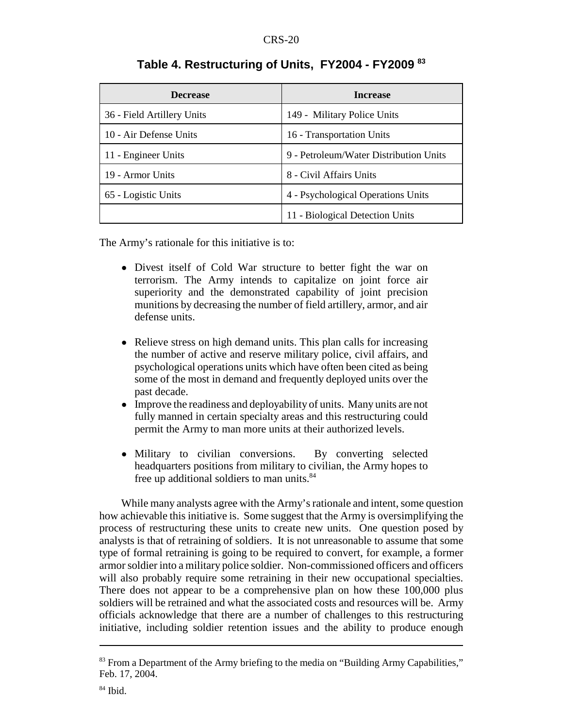## Table 4. Restructuring of Units, FY2004 - FY2009 [83]

| Decrease | Increase |
|---|---|
| 36 - Field Artillery Units | 149 - Military Police Units |
| 10 - Air Defense Units | 16 - Transportation Units |
| 11 - Engineer Units | 9 - Petroleum/Water Distribution Units |
| 19 - Armor Units | 8 - Civil Affairs Units |
| 65 - Logistic Units | 4 - Psychological Operations Units |
| | 11 - Biological Detection Units |

The Army's rationale for this initiative is to:

- Divest itself of Cold War structure to better fight the war on terrorism. The Army intends to capitalize on joint force air superiority and the demonstrated capability of joint precision munitions by decreasing the number of field artillery, armor, and air defense units.
- Relieve stress on high demand units. This plan calls for increasing the number of active and reserve military police, civil affairs, and psychological operations units which have often been cited as being some of the most in demand and frequently deployed units over the past decade.
- Improve the readiness and deployability of units. Many units are not fully manned in certain specialty areas and this restructuring could permit the Army to man more units at their authorized levels.
- Military to civilian conversions. By converting selected headquarters positions from military to civilian, the Army hopes to free up additional soldiers to man units.[84]

While many analysts agree with the Army's rationale and intent, some question how achievable this initiative is. Some suggest that the Army is oversimplifying the process of restructuring these units to create new units. One question posed by analysts is that of retraining of soldiers. It is not unreasonable to assume that some type of formal retraining is going to be required to convert, for example, a former armor soldier into a military police soldier. Non-commissioned officers and officers will also probably require some retraining in their new occupational specialties. There does not appear to be a comprehensive plan on how these 100,000 plus soldiers will be retrained and what the associated costs and resources will be. Army officials acknowledge that there are a number of challenges to this restructuring initiative, including soldier retention issues and the ability to produce enough

---

[83] From a Department of the Army briefing to the media on "Building Army Capabilities," Feb. 17, 2004.

[84] Ibid.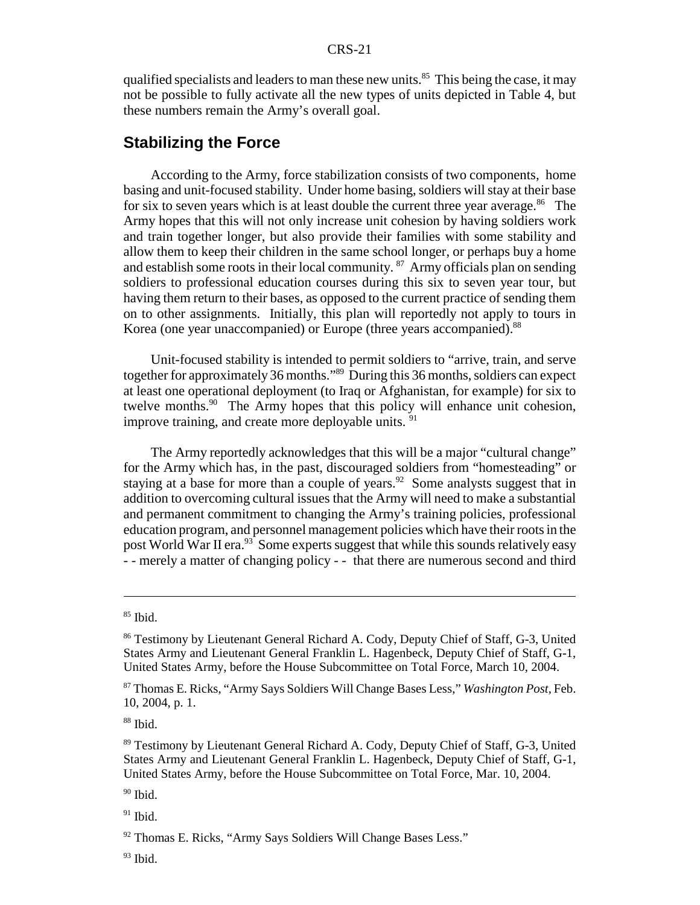qualified specialists and leaders to man these new units.[85] This being the case, it may not be possible to fully activate all the new types of units depicted in Table 4, but these numbers remain the Army's overall goal.

## Stabilizing the Force

According to the Army, force stabilization consists of two components, home basing and unit-focused stability. Under home basing, soldiers will stay at their base for six to seven years which is at least double the current three year average.[86] The Army hopes that this will not only increase unit cohesion by having soldiers work and train together longer, but also provide their families with some stability and allow them to keep their children in the same school longer, or perhaps buy a home and establish some roots in their local community.[87] Army officials plan on sending soldiers to professional education courses during this six to seven year tour, but having them return to their bases, as opposed to the current practice of sending them on to other assignments. Initially, this plan will reportedly not apply to tours in Korea (one year unaccompanied) or Europe (three years accompanied).[88]

Unit-focused stability is intended to permit soldiers to "arrive, train, and serve together for approximately 36 months."[89] During this 36 months, soldiers can expect at least one operational deployment (to Iraq or Afghanistan, for example) for six to twelve months.[90] The Army hopes that this policy will enhance unit cohesion, improve training, and create more deployable units.[91]

The Army reportedly acknowledges that this will be a major "cultural change" for the Army which has, in the past, discouraged soldiers from "homesteading" or staying at a base for more than a couple of years.[92] Some analysts suggest that in addition to overcoming cultural issues that the Army will need to make a substantial and permanent commitment to changing the Army's training policies, professional education program, and personnel management policies which have their roots in the post World War II era.[93] Some experts suggest that while this sounds relatively easy - - merely a matter of changing policy - - that there are numerous second and third

---

[85] Ibid.

[86] Testimony by Lieutenant General Richard A. Cody, Deputy Chief of Staff, G-3, United States Army and Lieutenant General Franklin L. Hagenbeck, Deputy Chief of Staff, G-1, United States Army, before the House Subcommittee on Total Force, March 10, 2004.

[87] Thomas E. Ricks, "Army Says Soldiers Will Change Bases Less," *Washington Post*, Feb. 10, 2004, p. 1.

[88] Ibid.

[89] Testimony by Lieutenant General Richard A. Cody, Deputy Chief of Staff, G-3, United States Army and Lieutenant General Franklin L. Hagenbeck, Deputy Chief of Staff, G-1, United States Army, before the House Subcommittee on Total Force, Mar. 10, 2004.

[90] Ibid.

[91] Ibid.

[92] Thomas E. Ricks, "Army Says Soldiers Will Change Bases Less."

[93] Ibid.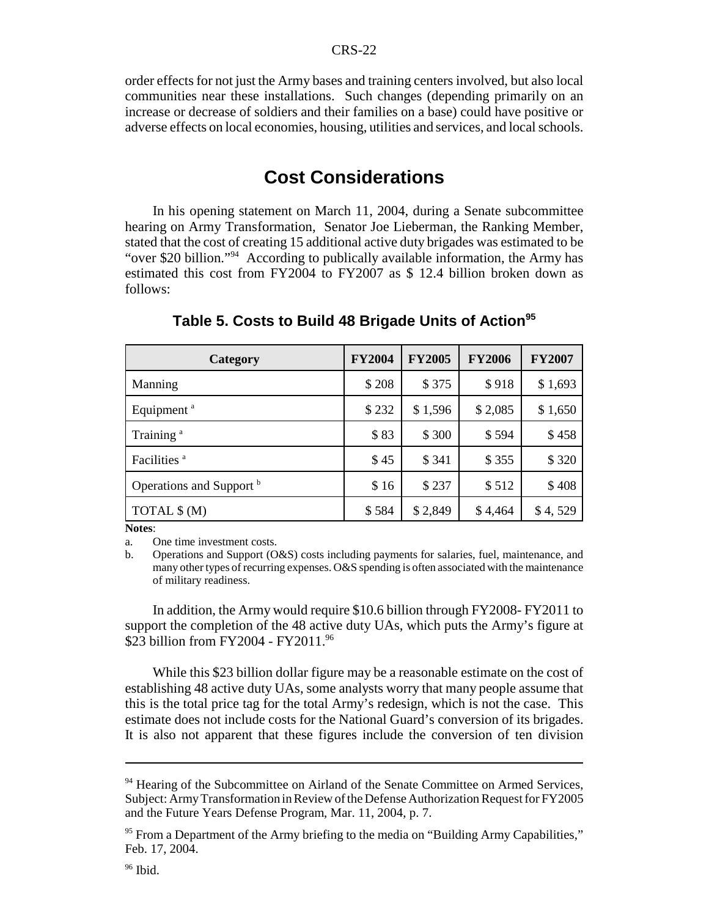order effects for not just the Army bases and training centers involved, but also local communities near these installations. Such changes (depending primarily on an increase or decrease of soldiers and their families on a base) could have positive or adverse effects on local economies, housing, utilities and services, and local schools.

## Cost Considerations

In his opening statement on March 11, 2004, during a Senate subcommittee hearing on Army Transformation, Senator Joe Lieberman, the Ranking Member, stated that the cost of creating 15 additional active duty brigades was estimated to be "over $20 billion."[94] According to publically available information, the Army has estimated this cost from FY2004 to FY2007 as $ 12.4 billion broken down as follows:

### Table 5. Costs to Build 48 Brigade Units of Action[95]

| Category | FY2004 | FY2005 | FY2006 | FY2007 |
|---|---|---|---|---|
| Manning | $ 208 | $ 375 | $ 918 | $ 1,693 |
| Equipment [a] | $ 232 | $ 1,596 | $ 2,085 | $ 1,650 |
| Training [a] | $ 83 | $ 300 | $ 594 | $ 458 |
| Facilities [a] | $ 45 | $ 341 | $ 355 | $ 320 |
| Operations and Support [b] | $ 16 | $ 237 | $ 512 | $ 408 |
| TOTAL $ (M) | $ 584 | $ 2,849 | $ 4,464 | $ 4, 529 |

**Notes**:

a. One time investment costs.

b. Operations and Support (O&S) costs including payments for salaries, fuel, maintenance, and many other types of recurring expenses. O&S spending is often associated with the maintenance of military readiness.

In addition, the Army would require $10.6 billion through FY2008- FY2011 to support the completion of the 48 active duty UAs, which puts the Army's figure at $23 billion from FY2004 - FY2011.[96]

While this $23 billion dollar figure may be a reasonable estimate on the cost of establishing 48 active duty UAs, some analysts worry that many people assume that this is the total price tag for the total Army's redesign, which is not the case. This estimate does not include costs for the National Guard's conversion of its brigades. It is also not apparent that these figures include the conversion of ten division

---

[94] Hearing of the Subcommittee on Airland of the Senate Committee on Armed Services, Subject: Army Transformation in Review of the Defense Authorization Request for FY2005 and the Future Years Defense Program, Mar. 11, 2004, p. 7.

[95] From a Department of the Army briefing to the media on "Building Army Capabilities," Feb. 17, 2004.

[96] Ibid.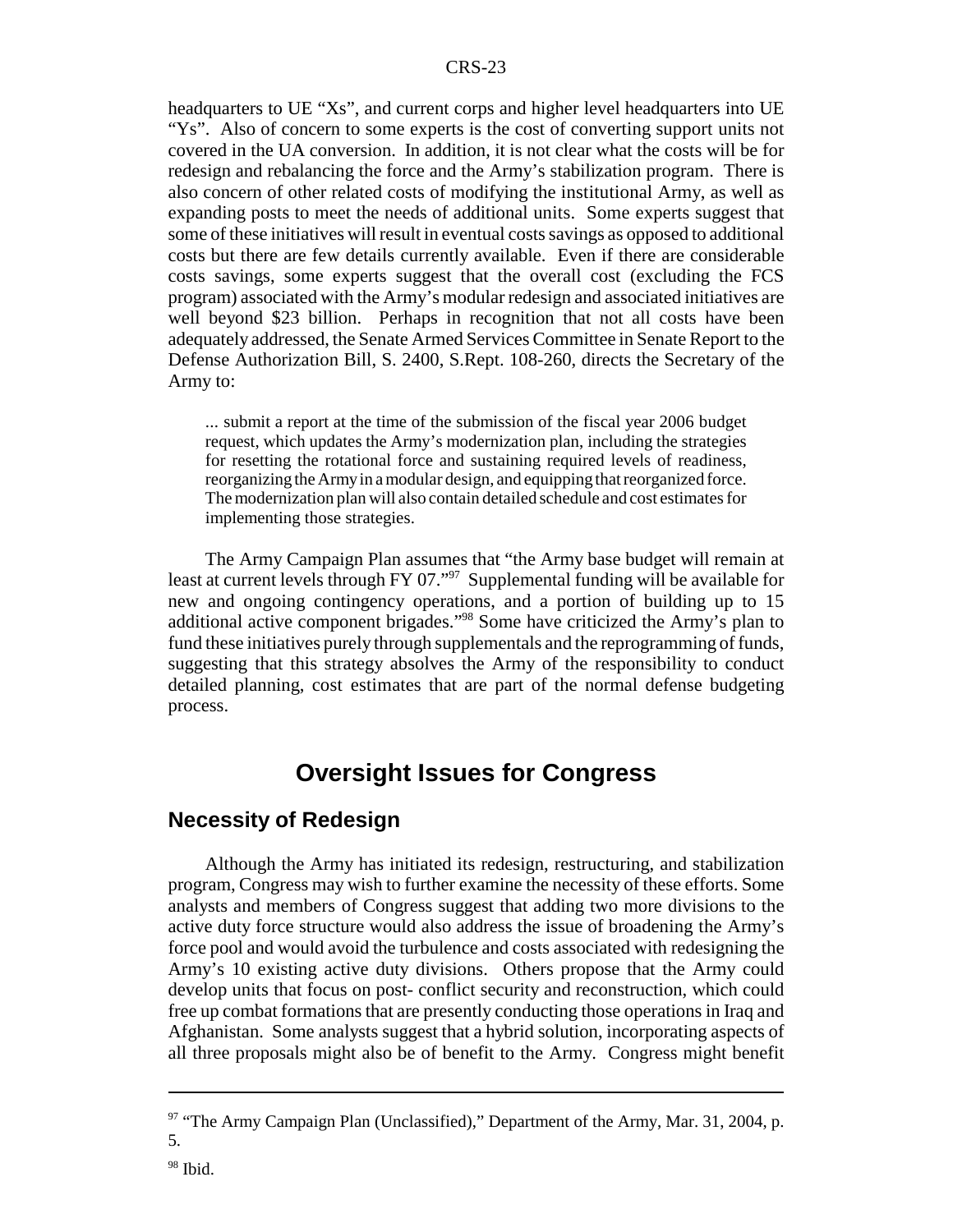headquarters to UE "Xs", and current corps and higher level headquarters into UE "Ys". Also of concern to some experts is the cost of converting support units not covered in the UA conversion. In addition, it is not clear what the costs will be for redesign and rebalancing the force and the Army's stabilization program. There is also concern of other related costs of modifying the institutional Army, as well as expanding posts to meet the needs of additional units. Some experts suggest that some of these initiatives will result in eventual costs savings as opposed to additional costs but there are few details currently available. Even if there are considerable costs savings, some experts suggest that the overall cost (excluding the FCS program) associated with the Army's modular redesign and associated initiatives are well beyond $23 billion. Perhaps in recognition that not all costs have been adequately addressed, the Senate Armed Services Committee in Senate Report to the Defense Authorization Bill, S. 2400, S.Rept. 108-260, directs the Secretary of the Army to:

> ... submit a report at the time of the submission of the fiscal year 2006 budget request, which updates the Army's modernization plan, including the strategies for resetting the rotational force and sustaining required levels of readiness, reorganizing the Army in a modular design, and equipping that reorganized force. The modernization plan will also contain detailed schedule and cost estimates for implementing those strategies.

The Army Campaign Plan assumes that "the Army base budget will remain at least at current levels through FY 07."[97] Supplemental funding will be available for new and ongoing contingency operations, and a portion of building up to 15 additional active component brigades."[98] Some have criticized the Army's plan to fund these initiatives purely through supplementals and the reprogramming of funds, suggesting that this strategy absolves the Army of the responsibility to conduct detailed planning, cost estimates that are part of the normal defense budgeting process.

# Oversight Issues for Congress

## Necessity of Redesign

Although the Army has initiated its redesign, restructuring, and stabilization program, Congress may wish to further examine the necessity of these efforts. Some analysts and members of Congress suggest that adding two more divisions to the active duty force structure would also address the issue of broadening the Army's force pool and would avoid the turbulence and costs associated with redesigning the Army's 10 existing active duty divisions. Others propose that the Army could develop units that focus on post- conflict security and reconstruction, which could free up combat formations that are presently conducting those operations in Iraq and Afghanistan. Some analysts suggest that a hybrid solution, incorporating aspects of all three proposals might also be of benefit to the Army. Congress might benefit

---

[97] "The Army Campaign Plan (Unclassified)," Department of the Army, Mar. 31, 2004, p. 5.

[98] Ibid.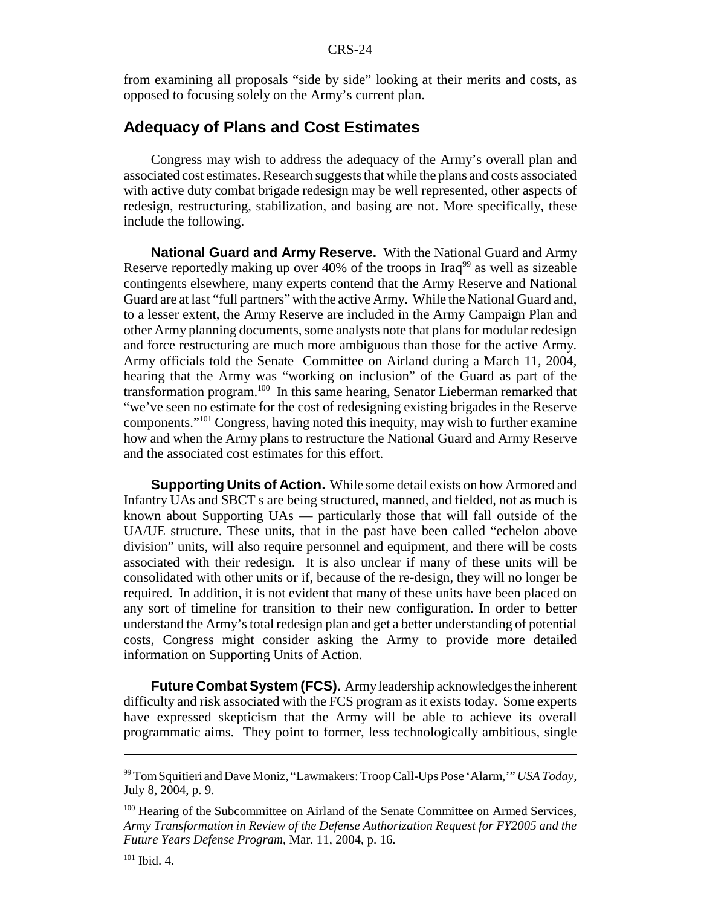from examining all proposals "side by side" looking at their merits and costs, as opposed to focusing solely on the Army's current plan.

## Adequacy of Plans and Cost Estimates

Congress may wish to address the adequacy of the Army's overall plan and associated cost estimates. Research suggests that while the plans and costs associated with active duty combat brigade redesign may be well represented, other aspects of redesign, restructuring, stabilization, and basing are not. More specifically, these include the following.

**National Guard and Army Reserve.** With the National Guard and Army Reserve reportedly making up over 40% of the troops in Iraq[99] as well as sizeable contingents elsewhere, many experts contend that the Army Reserve and National Guard are at last "full partners" with the active Army. While the National Guard and, to a lesser extent, the Army Reserve are included in the Army Campaign Plan and other Army planning documents, some analysts note that plans for modular redesign and force restructuring are much more ambiguous than those for the active Army. Army officials told the Senate Committee on Airland during a March 11, 2004, hearing that the Army was "working on inclusion" of the Guard as part of the transformation program.[100] In this same hearing, Senator Lieberman remarked that "we've seen no estimate for the cost of redesigning existing brigades in the Reserve components."[101] Congress, having noted this inequity, may wish to further examine how and when the Army plans to restructure the National Guard and Army Reserve and the associated cost estimates for this effort.

**Supporting Units of Action.** While some detail exists on how Armored and Infantry UAs and SBCT s are being structured, manned, and fielded, not as much is known about Supporting UAs — particularly those that will fall outside of the UA/UE structure. These units, that in the past have been called "echelon above division" units, will also require personnel and equipment, and there will be costs associated with their redesign. It is also unclear if many of these units will be consolidated with other units or if, because of the re-design, they will no longer be required. In addition, it is not evident that many of these units have been placed on any sort of timeline for transition to their new configuration. In order to better understand the Army's total redesign plan and get a better understanding of potential costs, Congress might consider asking the Army to provide more detailed information on Supporting Units of Action.

**Future Combat System (FCS).** Army leadership acknowledges the inherent difficulty and risk associated with the FCS program as it exists today. Some experts have expressed skepticism that the Army will be able to achieve its overall programmatic aims. They point to former, less technologically ambitious, single

---

[99] Tom Squitieri and Dave Moniz, "Lawmakers: Troop Call-Ups Pose 'Alarm,'" *USA Today*, July 8, 2004, p. 9.

[100] Hearing of the Subcommittee on Airland of the Senate Committee on Armed Services, *Army Transformation in Review of the Defense Authorization Request for FY2005 and the Future Years Defense Program*, Mar. 11, 2004, p. 16.

[101] Ibid. 4.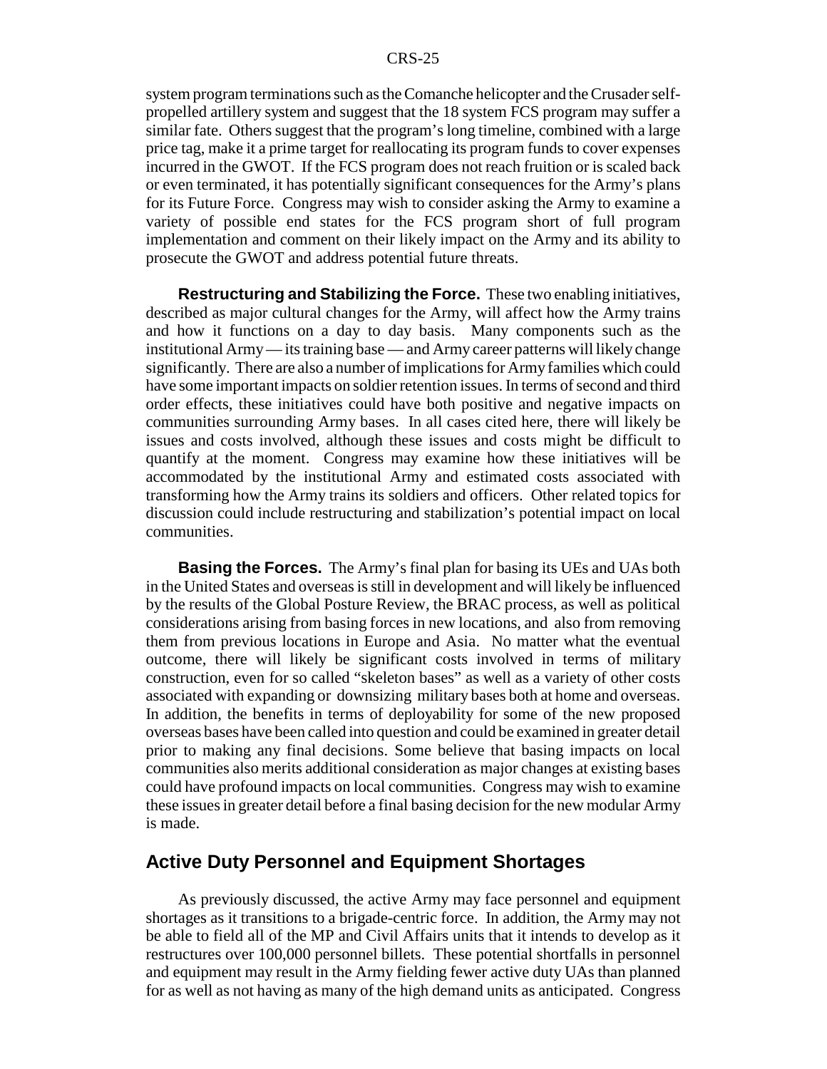system program terminations such as the Comanche helicopter and the Crusader self-propelled artillery system and suggest that the 18 system FCS program may suffer a similar fate. Others suggest that the program's long timeline, combined with a large price tag, make it a prime target for reallocating its program funds to cover expenses incurred in the GWOT. If the FCS program does not reach fruition or is scaled back or even terminated, it has potentially significant consequences for the Army's plans for its Future Force. Congress may wish to consider asking the Army to examine a variety of possible end states for the FCS program short of full program implementation and comment on their likely impact on the Army and its ability to prosecute the GWOT and address potential future threats.

**Restructuring and Stabilizing the Force.** These two enabling initiatives, described as major cultural changes for the Army, will affect how the Army trains and how it functions on a day to day basis. Many components such as the institutional Army — its training base — and Army career patterns will likely change significantly. There are also a number of implications for Army families which could have some important impacts on soldier retention issues. In terms of second and third order effects, these initiatives could have both positive and negative impacts on communities surrounding Army bases. In all cases cited here, there will likely be issues and costs involved, although these issues and costs might be difficult to quantify at the moment. Congress may examine how these initiatives will be accommodated by the institutional Army and estimated costs associated with transforming how the Army trains its soldiers and officers. Other related topics for discussion could include restructuring and stabilization's potential impact on local communities.

**Basing the Forces.** The Army's final plan for basing its UEs and UAs both in the United States and overseas is still in development and will likely be influenced by the results of the Global Posture Review, the BRAC process, as well as political considerations arising from basing forces in new locations, and also from removing them from previous locations in Europe and Asia. No matter what the eventual outcome, there will likely be significant costs involved in terms of military construction, even for so called "skeleton bases" as well as a variety of other costs associated with expanding or downsizing military bases both at home and overseas. In addition, the benefits in terms of deployability for some of the new proposed overseas bases have been called into question and could be examined in greater detail prior to making any final decisions. Some believe that basing impacts on local communities also merits additional consideration as major changes at existing bases could have profound impacts on local communities. Congress may wish to examine these issues in greater detail before a final basing decision for the new modular Army is made.

## Active Duty Personnel and Equipment Shortages

As previously discussed, the active Army may face personnel and equipment shortages as it transitions to a brigade-centric force. In addition, the Army may not be able to field all of the MP and Civil Affairs units that it intends to develop as it restructures over 100,000 personnel billets. These potential shortfalls in personnel and equipment may result in the Army fielding fewer active duty UAs than planned for as well as not having as many of the high demand units as anticipated. Congress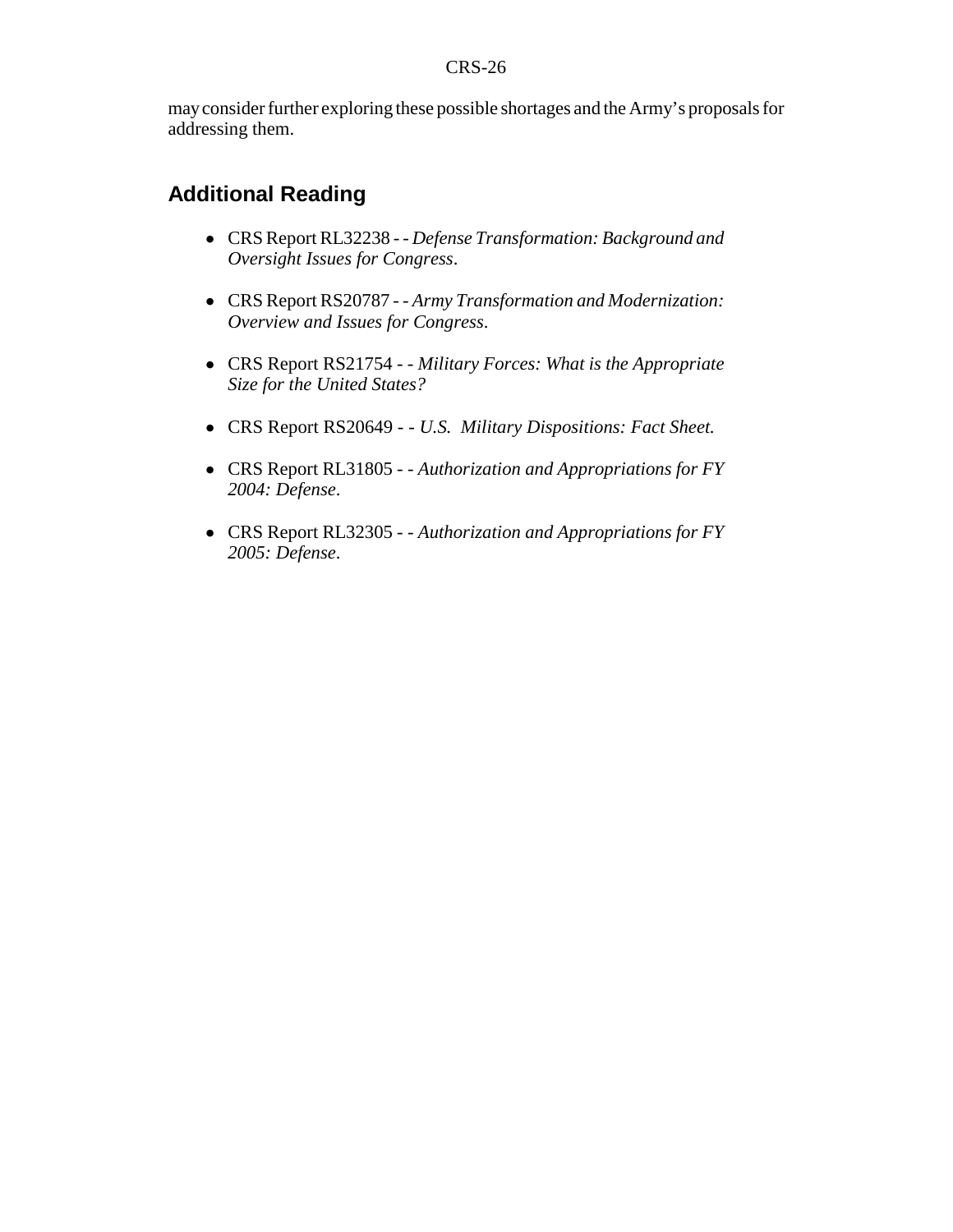may consider further exploring these possible shortages and the Army's proposals for addressing them.

## Additional Reading

- CRS Report RL32238 - - *Defense Transformation: Background and Oversight Issues for Congress*.
- CRS Report RS20787 - - *Army Transformation and Modernization: Overview and Issues for Congress*.
- CRS Report RS21754 - - *Military Forces: What is the Appropriate Size for the United States?*
- CRS Report RS20649 - - *U.S. Military Dispositions: Fact Sheet.*
- CRS Report RL31805 - - *Authorization and Appropriations for FY 2004: Defense*.
- CRS Report RL32305 - - *Authorization and Appropriations for FY 2005: Defense*.